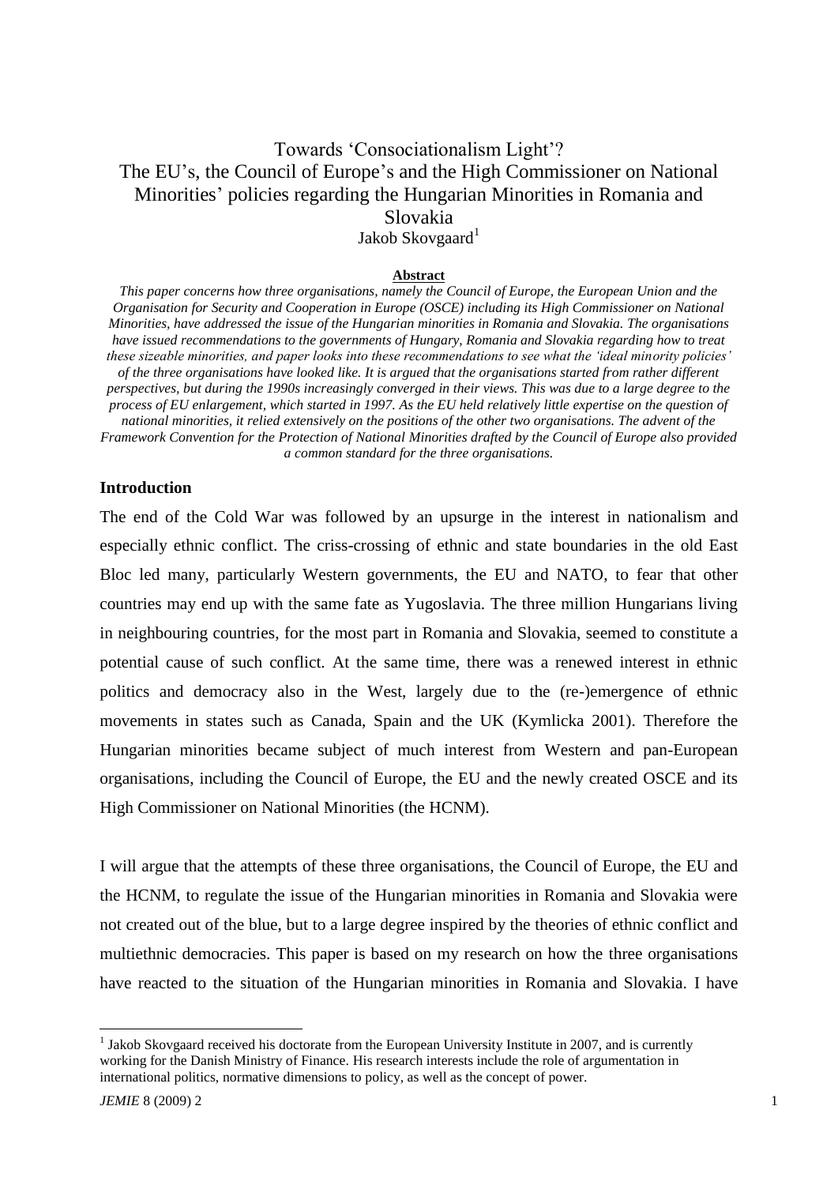# Towards 'Consociationalism Light'?
## The EU's, the Council of Europe's and the High Commissioner on National Minorities' policies regarding the Hungarian Minorities in Romania and Slovakia

Jakob Skovgaard[1]

**Abstract**

*This paper concerns how three organisations, namely the Council of Europe, the European Union and the Organisation for Security and Cooperation in Europe (OSCE) including its High Commissioner on National Minorities, have addressed the issue of the Hungarian minorities in Romania and Slovakia. The organisations have issued recommendations to the governments of Hungary, Romania and Slovakia regarding how to treat these sizeable minorities, and paper looks into these recommendations to see what the 'ideal minority policies' of the three organisations have looked like. It is argued that the organisations started from rather different perspectives, but during the 1990s increasingly converged in their views. This was due to a large degree to the process of EU enlargement, which started in 1997. As the EU held relatively little expertise on the question of national minorities, it relied extensively on the positions of the other two organisations. The advent of the Framework Convention for the Protection of National Minorities drafted by the Council of Europe also provided a common standard for the three organisations.*

### Introduction

The end of the Cold War was followed by an upsurge in the interest in nationalism and especially ethnic conflict. The criss-crossing of ethnic and state boundaries in the old East Bloc led many, particularly Western governments, the EU and NATO, to fear that other countries may end up with the same fate as Yugoslavia. The three million Hungarians living in neighbouring countries, for the most part in Romania and Slovakia, seemed to constitute a potential cause of such conflict. At the same time, there was a renewed interest in ethnic politics and democracy also in the West, largely due to the (re-)emergence of ethnic movements in states such as Canada, Spain and the UK (Kymlicka 2001). Therefore the Hungarian minorities became subject of much interest from Western and pan-European organisations, including the Council of Europe, the EU and the newly created OSCE and its High Commissioner on National Minorities (the HCNM).

I will argue that the attempts of these three organisations, the Council of Europe, the EU and the HCNM, to regulate the issue of the Hungarian minorities in Romania and Slovakia were not created out of the blue, but to a large degree inspired by the theories of ethnic conflict and multiethnic democracies. This paper is based on my research on how the three organisations have reacted to the situation of the Hungarian minorities in Romania and Slovakia. I have

[1] Jakob Skovgaard received his doctorate from the European University Institute in 2007, and is currently working for the Danish Ministry of Finance. His research interests include the role of argumentation in international politics, normative dimensions to policy, as well as the concept of power.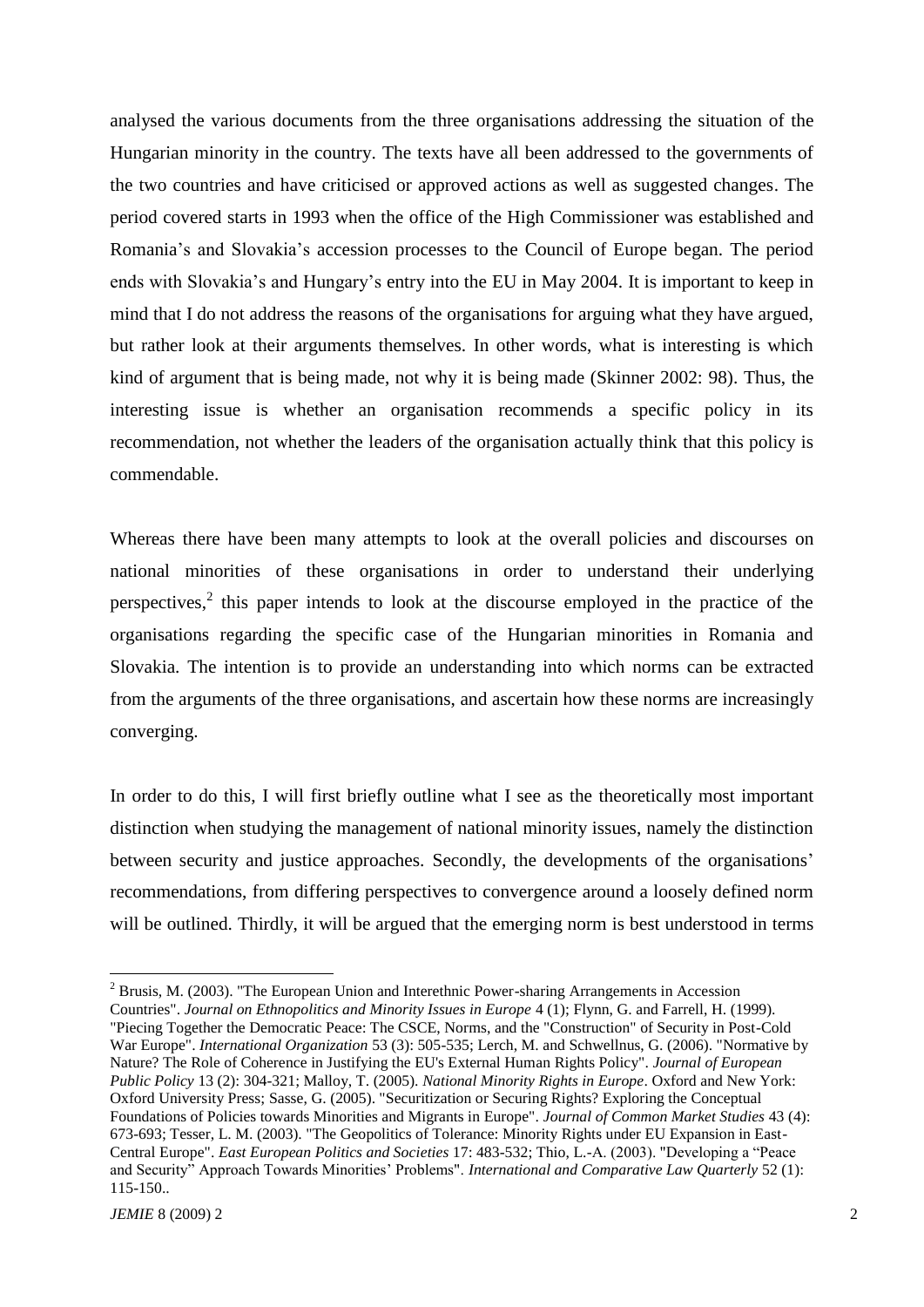analysed the various documents from the three organisations addressing the situation of the Hungarian minority in the country. The texts have all been addressed to the governments of the two countries and have criticised or approved actions as well as suggested changes. The period covered starts in 1993 when the office of the High Commissioner was established and Romania's and Slovakia's accession processes to the Council of Europe began. The period ends with Slovakia's and Hungary's entry into the EU in May 2004. It is important to keep in mind that I do not address the reasons of the organisations for arguing what they have argued, but rather look at their arguments themselves. In other words, what is interesting is which kind of argument that is being made, not why it is being made (Skinner 2002: 98). Thus, the interesting issue is whether an organisation recommends a specific policy in its recommendation, not whether the leaders of the organisation actually think that this policy is commendable.

Whereas there have been many attempts to look at the overall policies and discourses on national minorities of these organisations in order to understand their underlying perspectives,[2] this paper intends to look at the discourse employed in the practice of the organisations regarding the specific case of the Hungarian minorities in Romania and Slovakia. The intention is to provide an understanding into which norms can be extracted from the arguments of the three organisations, and ascertain how these norms are increasingly converging.

In order to do this, I will first briefly outline what I see as the theoretically most important distinction when studying the management of national minority issues, namely the distinction between security and justice approaches. Secondly, the developments of the organisations' recommendations, from differing perspectives to convergence around a loosely defined norm will be outlined. Thirdly, it will be argued that the emerging norm is best understood in terms

---

[2] Brusis, M. (2003). "The European Union and Interethnic Power-sharing Arrangements in Accession Countries". *Journal on Ethnopolitics and Minority Issues in Europe* 4 (1); Flynn, G. and Farrell, H. (1999). "Piecing Together the Democratic Peace: The CSCE, Norms, and the "Construction" of Security in Post-Cold War Europe". *International Organization* 53 (3): 505-535; Lerch, M. and Schwellnus, G. (2006). "Normative by Nature? The Role of Coherence in Justifying the EU's External Human Rights Policy". *Journal of European Public Policy* 13 (2): 304-321; Malloy, T. (2005). *National Minority Rights in Europe*. Oxford and New York: Oxford University Press; Sasse, G. (2005). "Securitization or Securing Rights? Exploring the Conceptual Foundations of Policies towards Minorities and Migrants in Europe". *Journal of Common Market Studies* 43 (4): 673-693; Tesser, L. M. (2003). "The Geopolitics of Tolerance: Minority Rights under EU Expansion in East-Central Europe". *East European Politics and Societies* 17: 483-532; Thio, L.-A. (2003). "Developing a "Peace and Security" Approach Towards Minorities' Problems". *International and Comparative Law Quarterly* 52 (1): 115-150..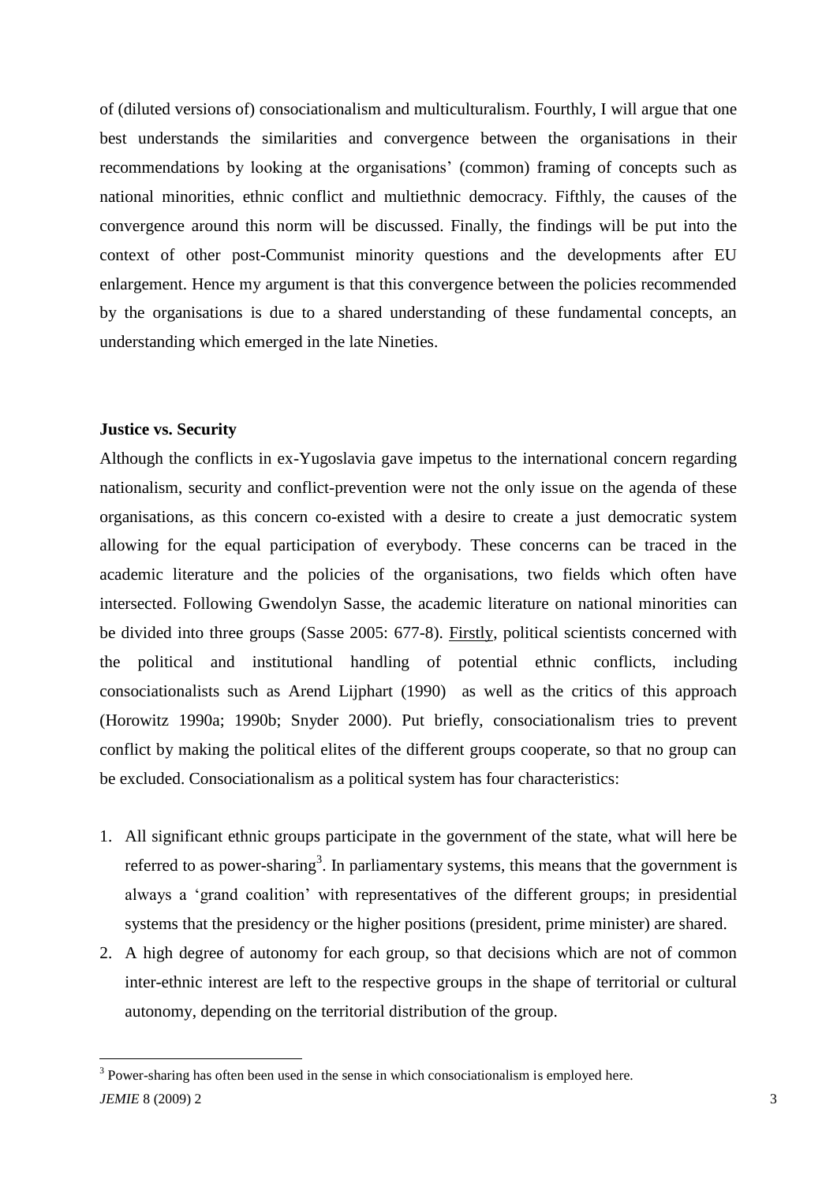of (diluted versions of) consociationalism and multiculturalism. Fourthly, I will argue that one best understands the similarities and convergence between the organisations in their recommendations by looking at the organisations' (common) framing of concepts such as national minorities, ethnic conflict and multiethnic democracy. Fifthly, the causes of the convergence around this norm will be discussed. Finally, the findings will be put into the context of other post-Communist minority questions and the developments after EU enlargement. Hence my argument is that this convergence between the policies recommended by the organisations is due to a shared understanding of these fundamental concepts, an understanding which emerged in the late Nineties.

**Justice vs. Security**

Although the conflicts in ex-Yugoslavia gave impetus to the international concern regarding nationalism, security and conflict-prevention were not the only issue on the agenda of these organisations, as this concern co-existed with a desire to create a just democratic system allowing for the equal participation of everybody. These concerns can be traced in the academic literature and the policies of the organisations, two fields which often have intersected. Following Gwendolyn Sasse, the academic literature on national minorities can be divided into three groups (Sasse 2005: 677-8). Firstly, political scientists concerned with the political and institutional handling of potential ethnic conflicts, including consociationalists such as Arend Lijphart (1990) as well as the critics of this approach (Horowitz 1990a; 1990b; Snyder 2000). Put briefly, consociationalism tries to prevent conflict by making the political elites of the different groups cooperate, so that no group can be excluded. Consociationalism as a political system has four characteristics:

1. All significant ethnic groups participate in the government of the state, what will here be referred to as power-sharing[3]. In parliamentary systems, this means that the government is always a 'grand coalition' with representatives of the different groups; in presidential systems that the presidency or the higher positions (president, prime minister) are shared.
2. A high degree of autonomy for each group, so that decisions which are not of common inter-ethnic interest are left to the respective groups in the shape of territorial or cultural autonomy, depending on the territorial distribution of the group.

[3] Power-sharing has often been used in the sense in which consociationalism is employed here.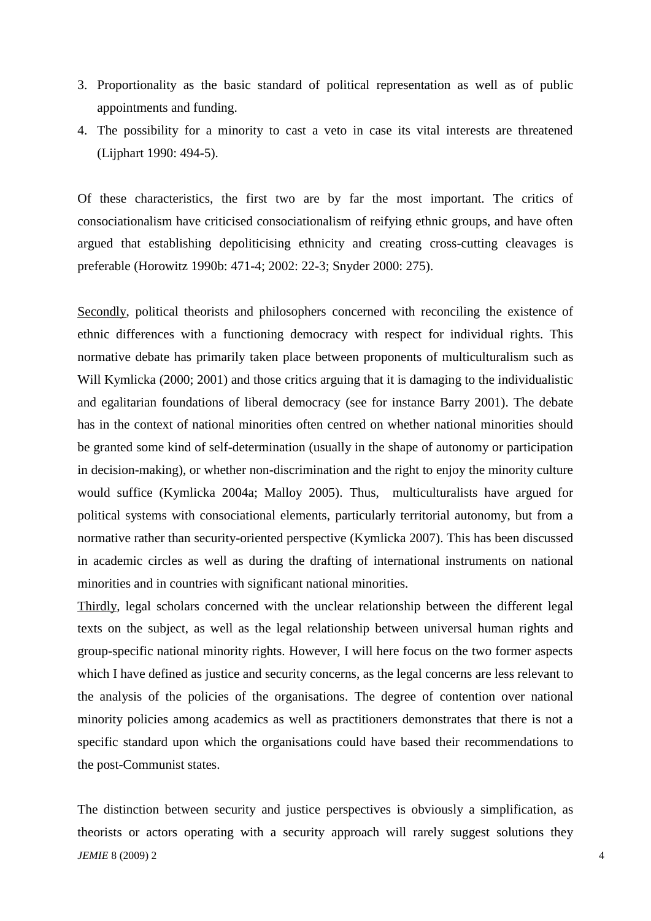3. Proportionality as the basic standard of political representation as well as of public appointments and funding.
4. The possibility for a minority to cast a veto in case its vital interests are threatened (Lijphart 1990: 494-5).

Of these characteristics, the first two are by far the most important. The critics of consociationalism have criticised consociationalism of reifying ethnic groups, and have often argued that establishing depoliticising ethnicity and creating cross-cutting cleavages is preferable (Horowitz 1990b: 471-4; 2002: 22-3; Snyder 2000: 275).

Secondly, political theorists and philosophers concerned with reconciling the existence of ethnic differences with a functioning democracy with respect for individual rights. This normative debate has primarily taken place between proponents of multiculturalism such as Will Kymlicka (2000; 2001) and those critics arguing that it is damaging to the individualistic and egalitarian foundations of liberal democracy (see for instance Barry 2001). The debate has in the context of national minorities often centred on whether national minorities should be granted some kind of self-determination (usually in the shape of autonomy or participation in decision-making), or whether non-discrimination and the right to enjoy the minority culture would suffice (Kymlicka 2004a; Malloy 2005). Thus, multiculturalists have argued for political systems with consociational elements, particularly territorial autonomy, but from a normative rather than security-oriented perspective (Kymlicka 2007). This has been discussed in academic circles as well as during the drafting of international instruments on national minorities and in countries with significant national minorities.

Thirdly, legal scholars concerned with the unclear relationship between the different legal texts on the subject, as well as the legal relationship between universal human rights and group-specific national minority rights. However, I will here focus on the two former aspects which I have defined as justice and security concerns, as the legal concerns are less relevant to the analysis of the policies of the organisations. The degree of contention over national minority policies among academics as well as practitioners demonstrates that there is not a specific standard upon which the organisations could have based their recommendations to the post-Communist states.

The distinction between security and justice perspectives is obviously a simplification, as theorists or actors operating with a security approach will rarely suggest solutions they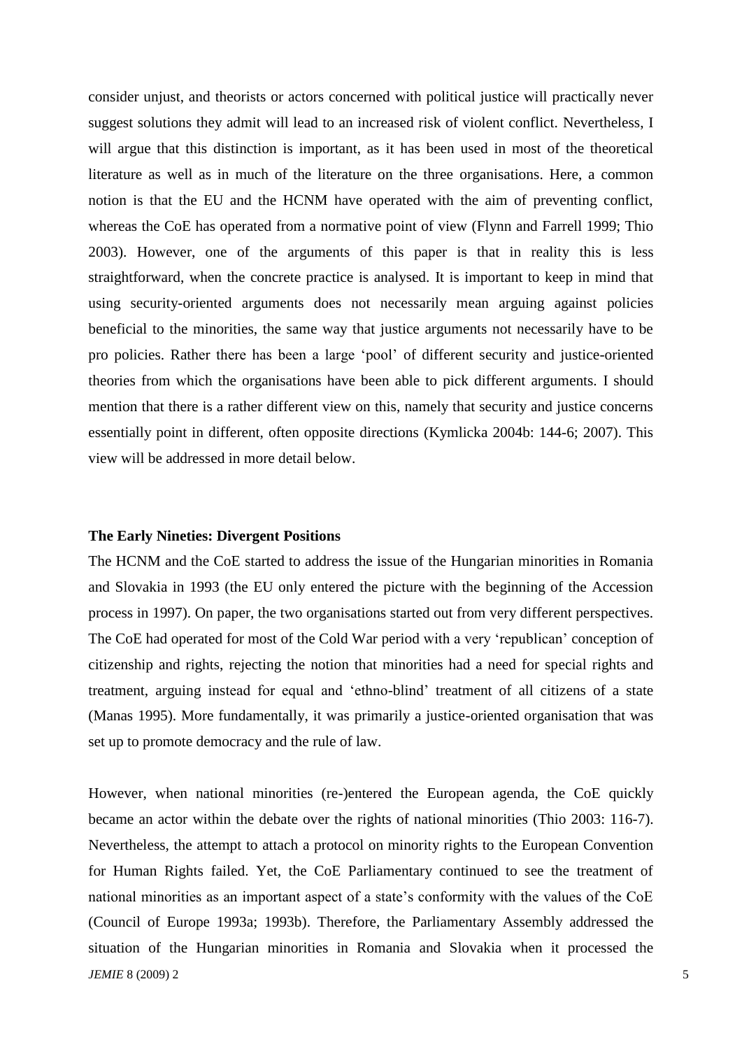consider unjust, and theorists or actors concerned with political justice will practically never suggest solutions they admit will lead to an increased risk of violent conflict. Nevertheless, I will argue that this distinction is important, as it has been used in most of the theoretical literature as well as in much of the literature on the three organisations. Here, a common notion is that the EU and the HCNM have operated with the aim of preventing conflict, whereas the CoE has operated from a normative point of view (Flynn and Farrell 1999; Thio 2003). However, one of the arguments of this paper is that in reality this is less straightforward, when the concrete practice is analysed. It is important to keep in mind that using security-oriented arguments does not necessarily mean arguing against policies beneficial to the minorities, the same way that justice arguments not necessarily have to be pro policies. Rather there has been a large 'pool' of different security and justice-oriented theories from which the organisations have been able to pick different arguments. I should mention that there is a rather different view on this, namely that security and justice concerns essentially point in different, often opposite directions (Kymlicka 2004b: 144-6; 2007). This view will be addressed in more detail below.

## The Early Nineties: Divergent Positions

The HCNM and the CoE started to address the issue of the Hungarian minorities in Romania and Slovakia in 1993 (the EU only entered the picture with the beginning of the Accession process in 1997). On paper, the two organisations started out from very different perspectives. The CoE had operated for most of the Cold War period with a very 'republican' conception of citizenship and rights, rejecting the notion that minorities had a need for special rights and treatment, arguing instead for equal and 'ethno-blind' treatment of all citizens of a state (Manas 1995). More fundamentally, it was primarily a justice-oriented organisation that was set up to promote democracy and the rule of law.

However, when national minorities (re-)entered the European agenda, the CoE quickly became an actor within the debate over the rights of national minorities (Thio 2003: 116-7). Nevertheless, the attempt to attach a protocol on minority rights to the European Convention for Human Rights failed. Yet, the CoE Parliamentary continued to see the treatment of national minorities as an important aspect of a state's conformity with the values of the CoE (Council of Europe 1993a; 1993b). Therefore, the Parliamentary Assembly addressed the situation of the Hungarian minorities in Romania and Slovakia when it processed the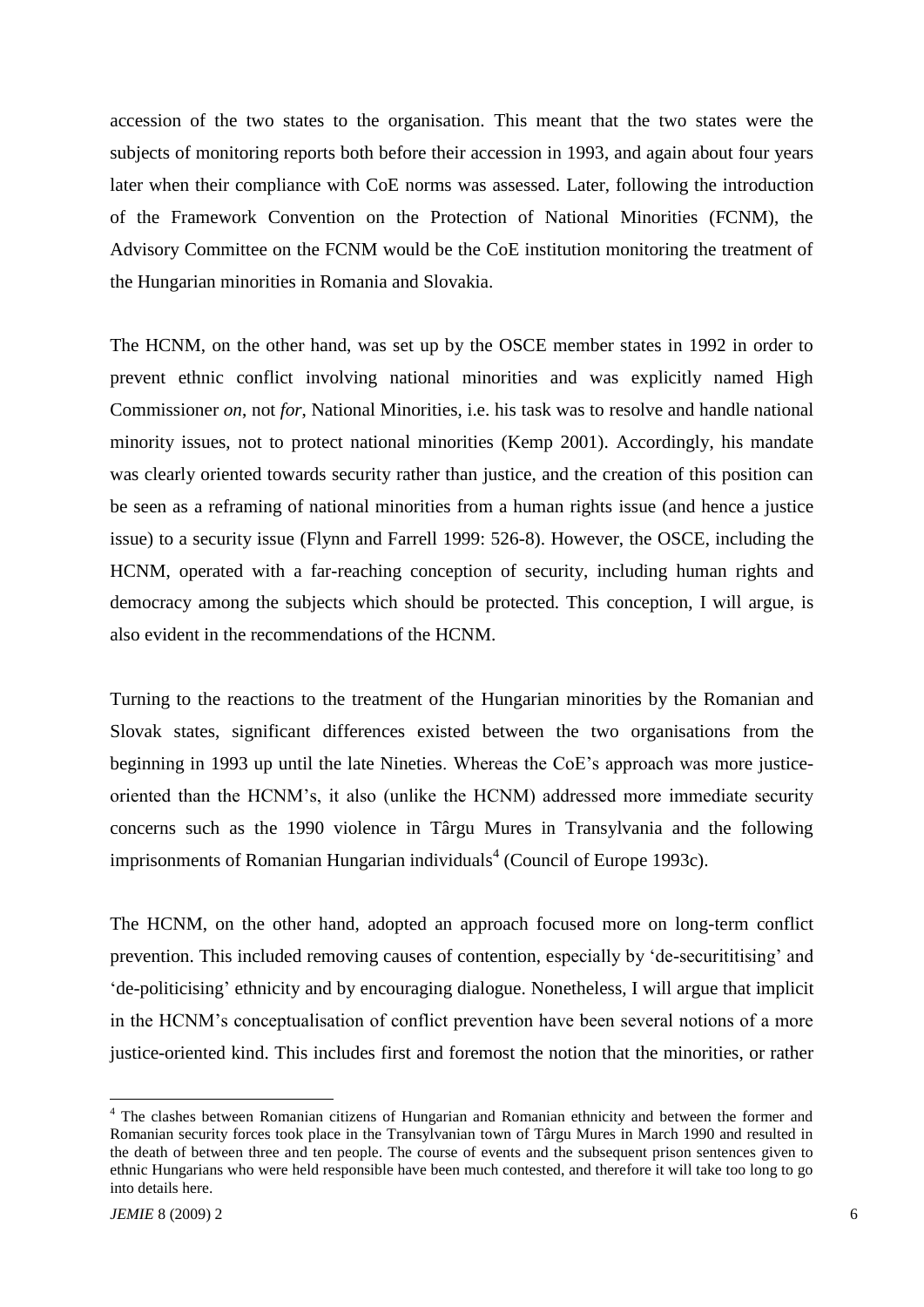accession of the two states to the organisation. This meant that the two states were the subjects of monitoring reports both before their accession in 1993, and again about four years later when their compliance with CoE norms was assessed. Later, following the introduction of the Framework Convention on the Protection of National Minorities (FCNM), the Advisory Committee on the FCNM would be the CoE institution monitoring the treatment of the Hungarian minorities in Romania and Slovakia.

The HCNM, on the other hand, was set up by the OSCE member states in 1992 in order to prevent ethnic conflict involving national minorities and was explicitly named High Commissioner *on*, not *for*, National Minorities, i.e. his task was to resolve and handle national minority issues, not to protect national minorities (Kemp 2001). Accordingly, his mandate was clearly oriented towards security rather than justice, and the creation of this position can be seen as a reframing of national minorities from a human rights issue (and hence a justice issue) to a security issue (Flynn and Farrell 1999: 526-8). However, the OSCE, including the HCNM, operated with a far-reaching conception of security, including human rights and democracy among the subjects which should be protected. This conception, I will argue, is also evident in the recommendations of the HCNM.

Turning to the reactions to the treatment of the Hungarian minorities by the Romanian and Slovak states, significant differences existed between the two organisations from the beginning in 1993 up until the late Nineties. Whereas the CoE's approach was more justice-oriented than the HCNM's, it also (unlike the HCNM) addressed more immediate security concerns such as the 1990 violence in Târgu Mures in Transylvania and the following imprisonments of Romanian Hungarian individuals[4] (Council of Europe 1993c).

The HCNM, on the other hand, adopted an approach focused more on long-term conflict prevention. This included removing causes of contention, especially by 'de-securititising' and 'de-politicising' ethnicity and by encouraging dialogue. Nonetheless, I will argue that implicit in the HCNM's conceptualisation of conflict prevention have been several notions of a more justice-oriented kind. This includes first and foremost the notion that the minorities, or rather

---

[4] The clashes between Romanian citizens of Hungarian and Romanian ethnicity and between the former and Romanian security forces took place in the Transylvanian town of Târgu Mures in March 1990 and resulted in the death of between three and ten people. The course of events and the subsequent prison sentences given to ethnic Hungarians who were held responsible have been much contested, and therefore it will take too long to go into details here.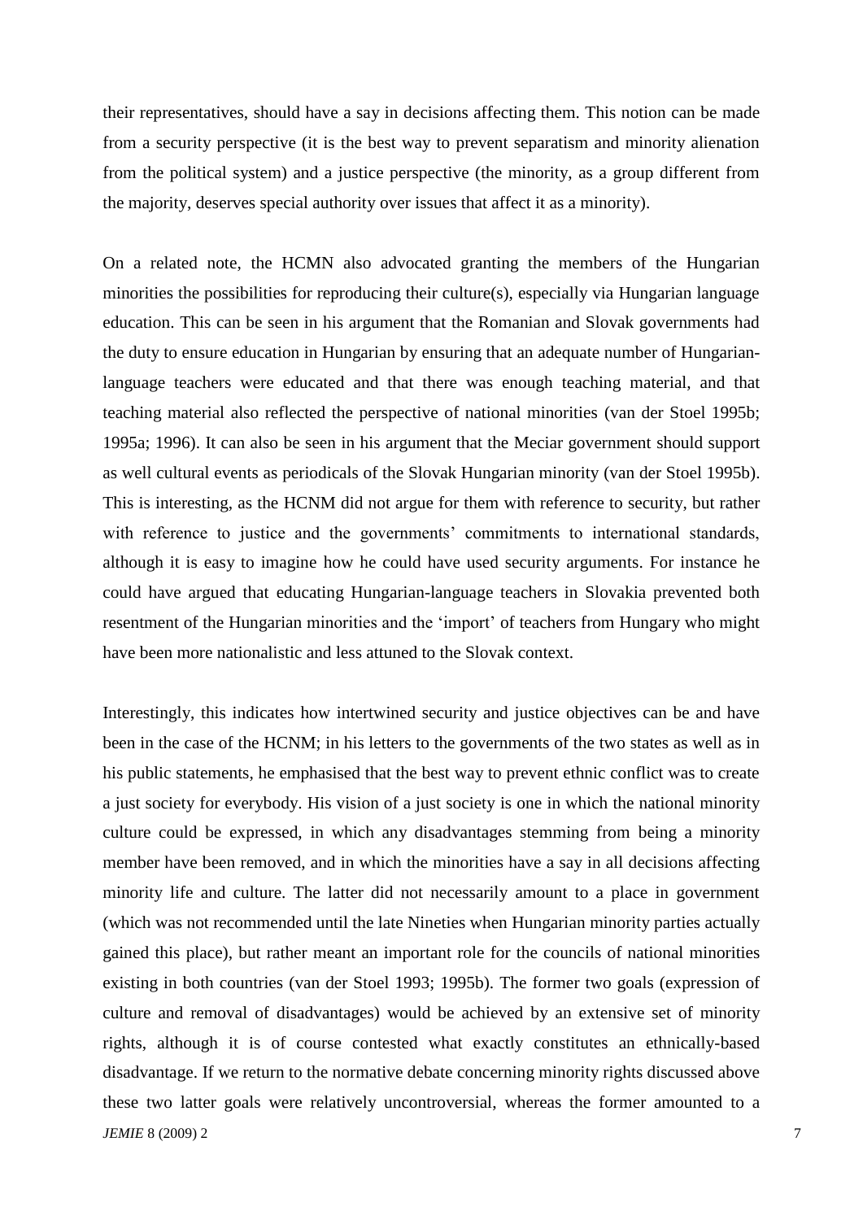their representatives, should have a say in decisions affecting them. This notion can be made from a security perspective (it is the best way to prevent separatism and minority alienation from the political system) and a justice perspective (the minority, as a group different from the majority, deserves special authority over issues that affect it as a minority).

On a related note, the HCMN also advocated granting the members of the Hungarian minorities the possibilities for reproducing their culture(s), especially via Hungarian language education. This can be seen in his argument that the Romanian and Slovak governments had the duty to ensure education in Hungarian by ensuring that an adequate number of Hungarian-language teachers were educated and that there was enough teaching material, and that teaching material also reflected the perspective of national minorities (van der Stoel 1995b; 1995a; 1996). It can also be seen in his argument that the Meciar government should support as well cultural events as periodicals of the Slovak Hungarian minority (van der Stoel 1995b). This is interesting, as the HCNM did not argue for them with reference to security, but rather with reference to justice and the governments' commitments to international standards, although it is easy to imagine how he could have used security arguments. For instance he could have argued that educating Hungarian-language teachers in Slovakia prevented both resentment of the Hungarian minorities and the 'import' of teachers from Hungary who might have been more nationalistic and less attuned to the Slovak context.

Interestingly, this indicates how intertwined security and justice objectives can be and have been in the case of the HCNM; in his letters to the governments of the two states as well as in his public statements, he emphasised that the best way to prevent ethnic conflict was to create a just society for everybody. His vision of a just society is one in which the national minority culture could be expressed, in which any disadvantages stemming from being a minority member have been removed, and in which the minorities have a say in all decisions affecting minority life and culture. The latter did not necessarily amount to a place in government (which was not recommended until the late Nineties when Hungarian minority parties actually gained this place), but rather meant an important role for the councils of national minorities existing in both countries (van der Stoel 1993; 1995b). The former two goals (expression of culture and removal of disadvantages) would be achieved by an extensive set of minority rights, although it is of course contested what exactly constitutes an ethnically-based disadvantage. If we return to the normative debate concerning minority rights discussed above these two latter goals were relatively uncontroversial, whereas the former amounted to a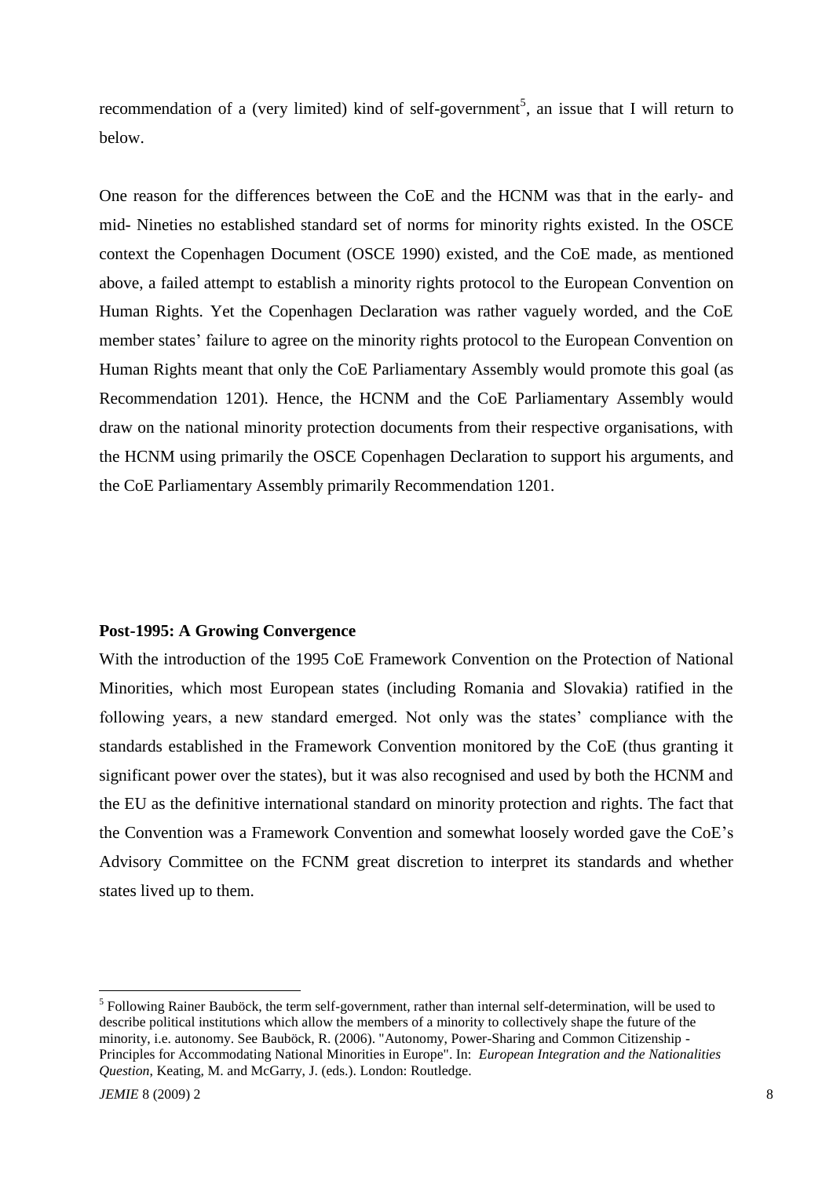recommendation of a (very limited) kind of self-government[5], an issue that I will return to below.

One reason for the differences between the CoE and the HCNM was that in the early- and mid- Nineties no established standard set of norms for minority rights existed. In the OSCE context the Copenhagen Document (OSCE 1990) existed, and the CoE made, as mentioned above, a failed attempt to establish a minority rights protocol to the European Convention on Human Rights. Yet the Copenhagen Declaration was rather vaguely worded, and the CoE member states' failure to agree on the minority rights protocol to the European Convention on Human Rights meant that only the CoE Parliamentary Assembly would promote this goal (as Recommendation 1201). Hence, the HCNM and the CoE Parliamentary Assembly would draw on the national minority protection documents from their respective organisations, with the HCNM using primarily the OSCE Copenhagen Declaration to support his arguments, and the CoE Parliamentary Assembly primarily Recommendation 1201.

**Post-1995: A Growing Convergence**

With the introduction of the 1995 CoE Framework Convention on the Protection of National Minorities, which most European states (including Romania and Slovakia) ratified in the following years, a new standard emerged. Not only was the states' compliance with the standards established in the Framework Convention monitored by the CoE (thus granting it significant power over the states), but it was also recognised and used by both the HCNM and the EU as the definitive international standard on minority protection and rights. The fact that the Convention was a Framework Convention and somewhat loosely worded gave the CoE's Advisory Committee on the FCNM great discretion to interpret its standards and whether states lived up to them.

[5] Following Rainer Bauböck, the term self-government, rather than internal self-determination, will be used to describe political institutions which allow the members of a minority to collectively shape the future of the minority, i.e. autonomy. See Bauböck, R. (2006). "Autonomy, Power-Sharing and Common Citizenship - Principles for Accommodating National Minorities in Europe". In: *European Integration and the Nationalities Question*, Keating, M. and McGarry, J. (eds.). London: Routledge.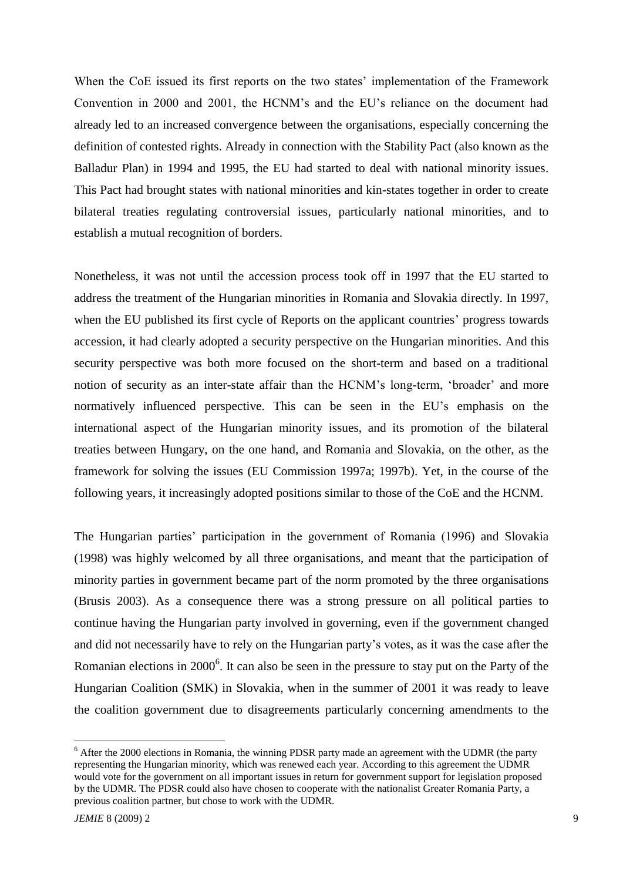When the CoE issued its first reports on the two states' implementation of the Framework Convention in 2000 and 2001, the HCNM's and the EU's reliance on the document had already led to an increased convergence between the organisations, especially concerning the definition of contested rights. Already in connection with the Stability Pact (also known as the Balladur Plan) in 1994 and 1995, the EU had started to deal with national minority issues. This Pact had brought states with national minorities and kin-states together in order to create bilateral treaties regulating controversial issues, particularly national minorities, and to establish a mutual recognition of borders.

Nonetheless, it was not until the accession process took off in 1997 that the EU started to address the treatment of the Hungarian minorities in Romania and Slovakia directly. In 1997, when the EU published its first cycle of Reports on the applicant countries' progress towards accession, it had clearly adopted a security perspective on the Hungarian minorities. And this security perspective was both more focused on the short-term and based on a traditional notion of security as an inter-state affair than the HCNM's long-term, 'broader' and more normatively influenced perspective. This can be seen in the EU's emphasis on the international aspect of the Hungarian minority issues, and its promotion of the bilateral treaties between Hungary, on the one hand, and Romania and Slovakia, on the other, as the framework for solving the issues (EU Commission 1997a; 1997b). Yet, in the course of the following years, it increasingly adopted positions similar to those of the CoE and the HCNM.

The Hungarian parties' participation in the government of Romania (1996) and Slovakia (1998) was highly welcomed by all three organisations, and meant that the participation of minority parties in government became part of the norm promoted by the three organisations (Brusis 2003). As a consequence there was a strong pressure on all political parties to continue having the Hungarian party involved in governing, even if the government changed and did not necessarily have to rely on the Hungarian party's votes, as it was the case after the Romanian elections in 2000[6]. It can also be seen in the pressure to stay put on the Party of the Hungarian Coalition (SMK) in Slovakia, when in the summer of 2001 it was ready to leave the coalition government due to disagreements particularly concerning amendments to the

[6] After the 2000 elections in Romania, the winning PDSR party made an agreement with the UDMR (the party representing the Hungarian minority, which was renewed each year. According to this agreement the UDMR would vote for the government on all important issues in return for government support for legislation proposed by the UDMR. The PDSR could also have chosen to cooperate with the nationalist Greater Romania Party, a previous coalition partner, but chose to work with the UDMR.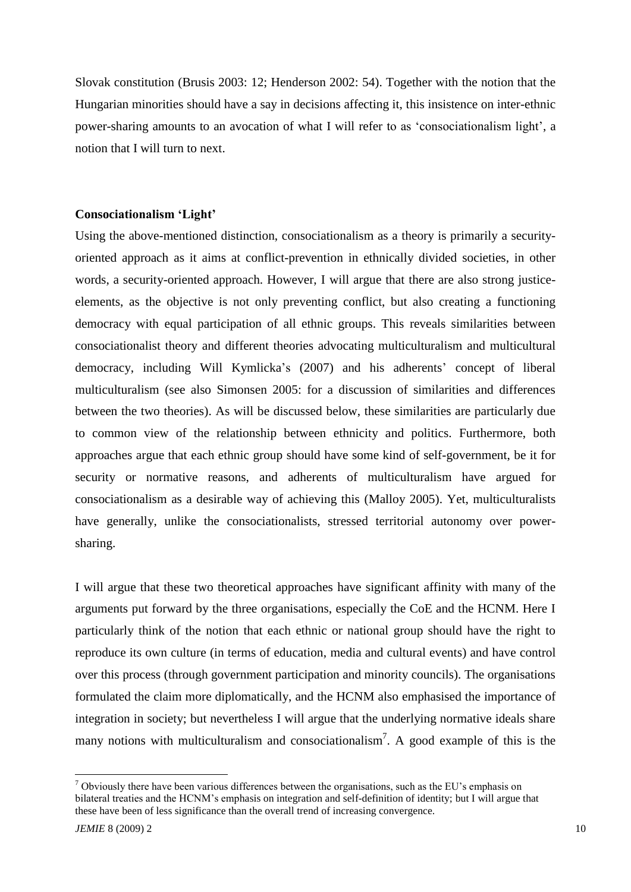Slovak constitution (Brusis 2003: 12; Henderson 2002: 54). Together with the notion that the Hungarian minorities should have a say in decisions affecting it, this insistence on inter-ethnic power-sharing amounts to an avocation of what I will refer to as 'consociationalism light', a notion that I will turn to next.

**Consociationalism 'Light'**

Using the above-mentioned distinction, consociationalism as a theory is primarily a security-oriented approach as it aims at conflict-prevention in ethnically divided societies, in other words, a security-oriented approach. However, I will argue that there are also strong justice-elements, as the objective is not only preventing conflict, but also creating a functioning democracy with equal participation of all ethnic groups. This reveals similarities between consociationalist theory and different theories advocating multiculturalism and multicultural democracy, including Will Kymlicka's (2007) and his adherents' concept of liberal multiculturalism (see also Simonsen 2005: for a discussion of similarities and differences between the two theories). As will be discussed below, these similarities are particularly due to common view of the relationship between ethnicity and politics. Furthermore, both approaches argue that each ethnic group should have some kind of self-government, be it for security or normative reasons, and adherents of multiculturalism have argued for consociationalism as a desirable way of achieving this (Malloy 2005). Yet, multiculturalists have generally, unlike the consociationalists, stressed territorial autonomy over power-sharing.

I will argue that these two theoretical approaches have significant affinity with many of the arguments put forward by the three organisations, especially the CoE and the HCNM. Here I particularly think of the notion that each ethnic or national group should have the right to reproduce its own culture (in terms of education, media and cultural events) and have control over this process (through government participation and minority councils). The organisations formulated the claim more diplomatically, and the HCNM also emphasised the importance of integration in society; but nevertheless I will argue that the underlying normative ideals share many notions with multiculturalism and consociationalism[7]. A good example of this is the

[7] Obviously there have been various differences between the organisations, such as the EU's emphasis on bilateral treaties and the HCNM's emphasis on integration and self-definition of identity; but I will argue that these have been of less significance than the overall trend of increasing convergence.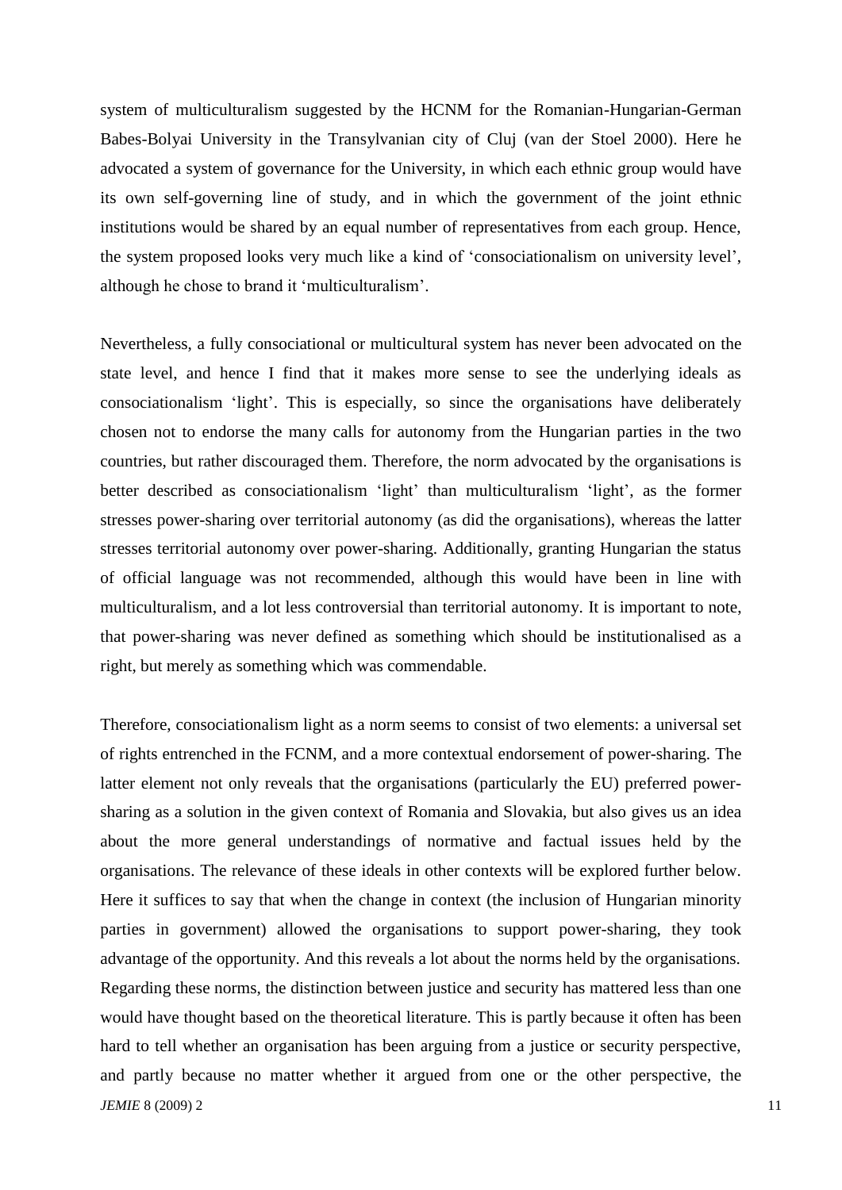system of multiculturalism suggested by the HCNM for the Romanian-Hungarian-German Babes-Bolyai University in the Transylvanian city of Cluj (van der Stoel 2000). Here he advocated a system of governance for the University, in which each ethnic group would have its own self-governing line of study, and in which the government of the joint ethnic institutions would be shared by an equal number of representatives from each group. Hence, the system proposed looks very much like a kind of 'consociationalism on university level', although he chose to brand it 'multiculturalism'.

Nevertheless, a fully consociational or multicultural system has never been advocated on the state level, and hence I find that it makes more sense to see the underlying ideals as consociationalism 'light'. This is especially, so since the organisations have deliberately chosen not to endorse the many calls for autonomy from the Hungarian parties in the two countries, but rather discouraged them. Therefore, the norm advocated by the organisations is better described as consociationalism 'light' than multiculturalism 'light', as the former stresses power-sharing over territorial autonomy (as did the organisations), whereas the latter stresses territorial autonomy over power-sharing. Additionally, granting Hungarian the status of official language was not recommended, although this would have been in line with multiculturalism, and a lot less controversial than territorial autonomy. It is important to note, that power-sharing was never defined as something which should be institutionalised as a right, but merely as something which was commendable.

Therefore, consociationalism light as a norm seems to consist of two elements: a universal set of rights entrenched in the FCNM, and a more contextual endorsement of power-sharing. The latter element not only reveals that the organisations (particularly the EU) preferred power-sharing as a solution in the given context of Romania and Slovakia, but also gives us an idea about the more general understandings of normative and factual issues held by the organisations. The relevance of these ideals in other contexts will be explored further below. Here it suffices to say that when the change in context (the inclusion of Hungarian minority parties in government) allowed the organisations to support power-sharing, they took advantage of the opportunity. And this reveals a lot about the norms held by the organisations. Regarding these norms, the distinction between justice and security has mattered less than one would have thought based on the theoretical literature. This is partly because it often has been hard to tell whether an organisation has been arguing from a justice or security perspective, and partly because no matter whether it argued from one or the other perspective, the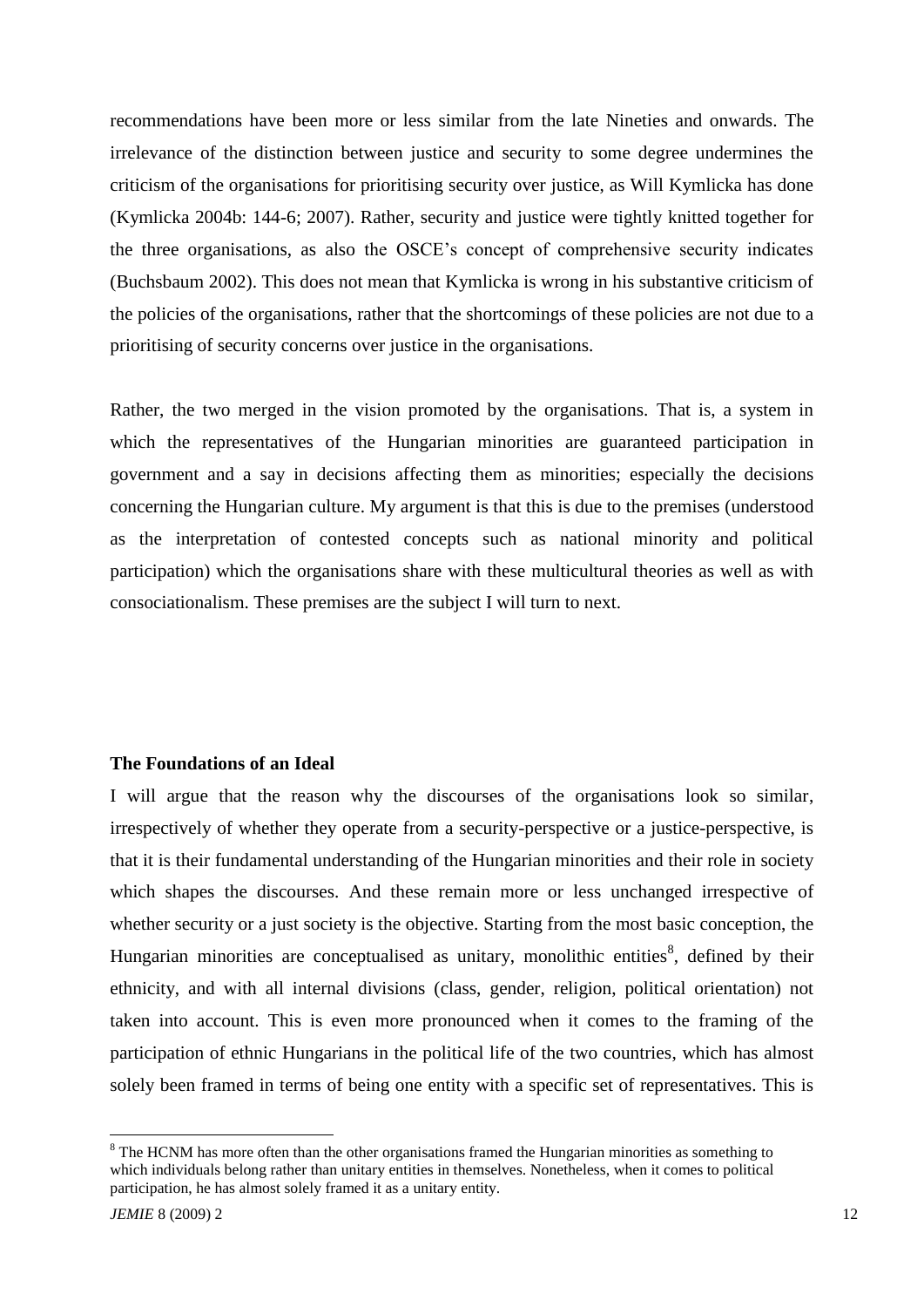recommendations have been more or less similar from the late Nineties and onwards. The irrelevance of the distinction between justice and security to some degree undermines the criticism of the organisations for prioritising security over justice, as Will Kymlicka has done (Kymlicka 2004b: 144-6; 2007). Rather, security and justice were tightly knitted together for the three organisations, as also the OSCE's concept of comprehensive security indicates (Buchsbaum 2002). This does not mean that Kymlicka is wrong in his substantive criticism of the policies of the organisations, rather that the shortcomings of these policies are not due to a prioritising of security concerns over justice in the organisations.

Rather, the two merged in the vision promoted by the organisations. That is, a system in which the representatives of the Hungarian minorities are guaranteed participation in government and a say in decisions affecting them as minorities; especially the decisions concerning the Hungarian culture. My argument is that this is due to the premises (understood as the interpretation of contested concepts such as national minority and political participation) which the organisations share with these multicultural theories as well as with consociationalism. These premises are the subject I will turn to next.

**The Foundations of an Ideal**

I will argue that the reason why the discourses of the organisations look so similar, irrespectively of whether they operate from a security-perspective or a justice-perspective, is that it is their fundamental understanding of the Hungarian minorities and their role in society which shapes the discourses. And these remain more or less unchanged irrespective of whether security or a just society is the objective. Starting from the most basic conception, the Hungarian minorities are conceptualised as unitary, monolithic entities[8], defined by their ethnicity, and with all internal divisions (class, gender, religion, political orientation) not taken into account. This is even more pronounced when it comes to the framing of the participation of ethnic Hungarians in the political life of the two countries, which has almost solely been framed in terms of being one entity with a specific set of representatives. This is

[8] The HCNM has more often than the other organisations framed the Hungarian minorities as something to which individuals belong rather than unitary entities in themselves. Nonetheless, when it comes to political participation, he has almost solely framed it as a unitary entity.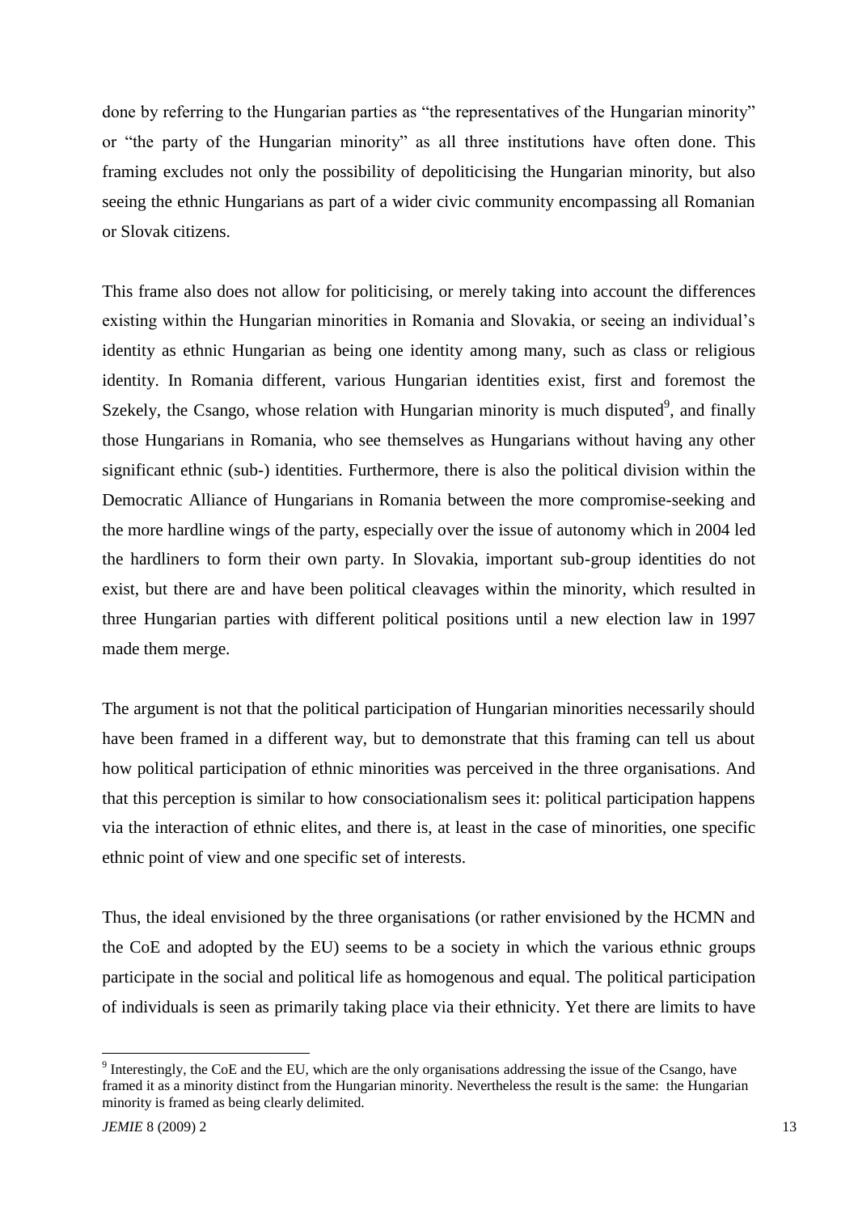done by referring to the Hungarian parties as "the representatives of the Hungarian minority" or "the party of the Hungarian minority" as all three institutions have often done. This framing excludes not only the possibility of depoliticising the Hungarian minority, but also seeing the ethnic Hungarians as part of a wider civic community encompassing all Romanian or Slovak citizens.

This frame also does not allow for politicising, or merely taking into account the differences existing within the Hungarian minorities in Romania and Slovakia, or seeing an individual's identity as ethnic Hungarian as being one identity among many, such as class or religious identity. In Romania different, various Hungarian identities exist, first and foremost the Szekely, the Csango, whose relation with Hungarian minority is much disputed[9], and finally those Hungarians in Romania, who see themselves as Hungarians without having any other significant ethnic (sub-) identities. Furthermore, there is also the political division within the Democratic Alliance of Hungarians in Romania between the more compromise-seeking and the more hardline wings of the party, especially over the issue of autonomy which in 2004 led the hardliners to form their own party. In Slovakia, important sub-group identities do not exist, but there are and have been political cleavages within the minority, which resulted in three Hungarian parties with different political positions until a new election law in 1997 made them merge.

The argument is not that the political participation of Hungarian minorities necessarily should have been framed in a different way, but to demonstrate that this framing can tell us about how political participation of ethnic minorities was perceived in the three organisations. And that this perception is similar to how consociationalism sees it: political participation happens via the interaction of ethnic elites, and there is, at least in the case of minorities, one specific ethnic point of view and one specific set of interests.

Thus, the ideal envisioned by the three organisations (or rather envisioned by the HCMN and the CoE and adopted by the EU) seems to be a society in which the various ethnic groups participate in the social and political life as homogenous and equal. The political participation of individuals is seen as primarily taking place via their ethnicity. Yet there are limits to have

---

[9] Interestingly, the CoE and the EU, which are the only organisations addressing the issue of the Csango, have framed it as a minority distinct from the Hungarian minority. Nevertheless the result is the same: the Hungarian minority is framed as being clearly delimited.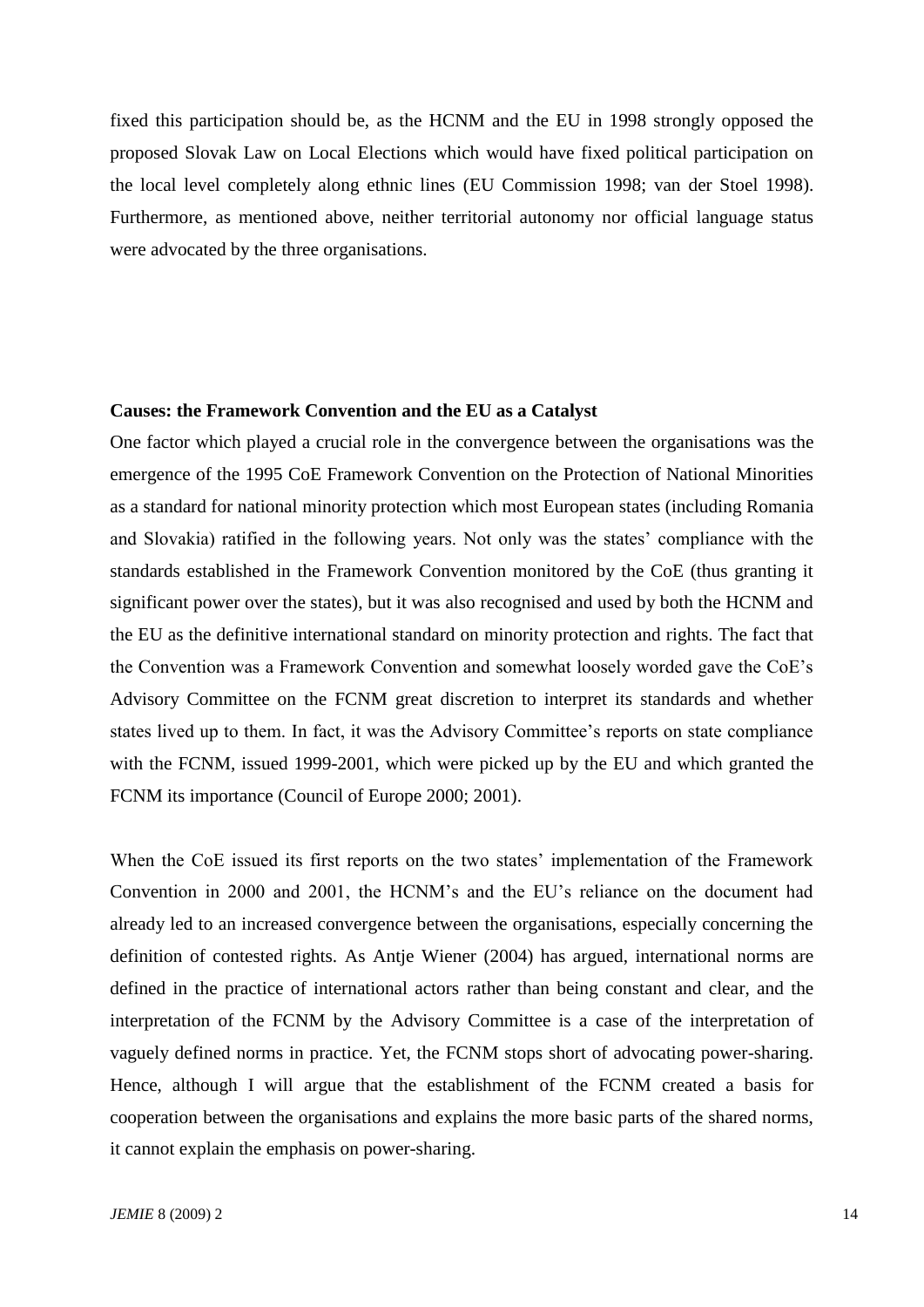fixed this participation should be, as the HCNM and the EU in 1998 strongly opposed the proposed Slovak Law on Local Elections which would have fixed political participation on the local level completely along ethnic lines (EU Commission 1998; van der Stoel 1998). Furthermore, as mentioned above, neither territorial autonomy nor official language status were advocated by the three organisations.

### Causes: the Framework Convention and the EU as a Catalyst

One factor which played a crucial role in the convergence between the organisations was the emergence of the 1995 CoE Framework Convention on the Protection of National Minorities as a standard for national minority protection which most European states (including Romania and Slovakia) ratified in the following years. Not only was the states' compliance with the standards established in the Framework Convention monitored by the CoE (thus granting it significant power over the states), but it was also recognised and used by both the HCNM and the EU as the definitive international standard on minority protection and rights. The fact that the Convention was a Framework Convention and somewhat loosely worded gave the CoE's Advisory Committee on the FCNM great discretion to interpret its standards and whether states lived up to them. In fact, it was the Advisory Committee's reports on state compliance with the FCNM, issued 1999-2001, which were picked up by the EU and which granted the FCNM its importance (Council of Europe 2000; 2001).

When the CoE issued its first reports on the two states' implementation of the Framework Convention in 2000 and 2001, the HCNM's and the EU's reliance on the document had already led to an increased convergence between the organisations, especially concerning the definition of contested rights. As Antje Wiener (2004) has argued, international norms are defined in the practice of international actors rather than being constant and clear, and the interpretation of the FCNM by the Advisory Committee is a case of the interpretation of vaguely defined norms in practice. Yet, the FCNM stops short of advocating power-sharing. Hence, although I will argue that the establishment of the FCNM created a basis for cooperation between the organisations and explains the more basic parts of the shared norms, it cannot explain the emphasis on power-sharing.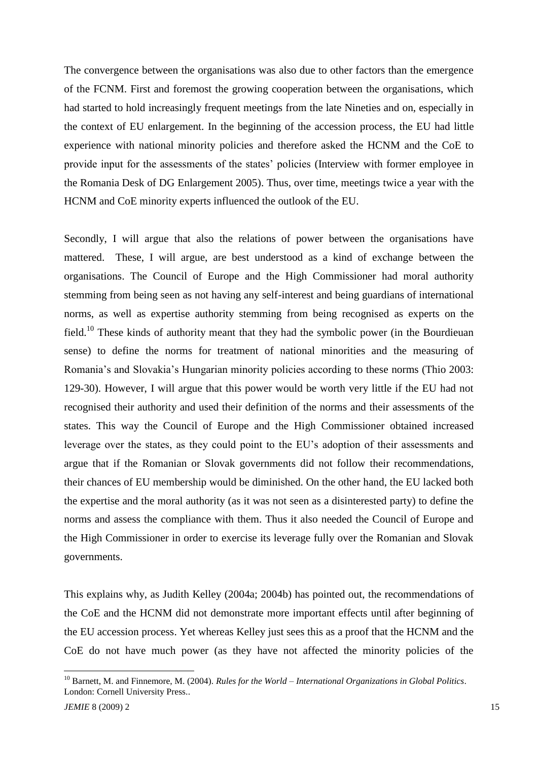The convergence between the organisations was also due to other factors than the emergence of the FCNM. First and foremost the growing cooperation between the organisations, which had started to hold increasingly frequent meetings from the late Nineties and on, especially in the context of EU enlargement. In the beginning of the accession process, the EU had little experience with national minority policies and therefore asked the HCNM and the CoE to provide input for the assessments of the states' policies (Interview with former employee in the Romania Desk of DG Enlargement 2005). Thus, over time, meetings twice a year with the HCNM and CoE minority experts influenced the outlook of the EU.

Secondly, I will argue that also the relations of power between the organisations have mattered. These, I will argue, are best understood as a kind of exchange between the organisations. The Council of Europe and the High Commissioner had moral authority stemming from being seen as not having any self-interest and being guardians of international norms, as well as expertise authority stemming from being recognised as experts on the field.[10] These kinds of authority meant that they had the symbolic power (in the Bourdieuan sense) to define the norms for treatment of national minorities and the measuring of Romania's and Slovakia's Hungarian minority policies according to these norms (Thio 2003: 129-30). However, I will argue that this power would be worth very little if the EU had not recognised their authority and used their definition of the norms and their assessments of the states. This way the Council of Europe and the High Commissioner obtained increased leverage over the states, as they could point to the EU's adoption of their assessments and argue that if the Romanian or Slovak governments did not follow their recommendations, their chances of EU membership would be diminished. On the other hand, the EU lacked both the expertise and the moral authority (as it was not seen as a disinterested party) to define the norms and assess the compliance with them. Thus it also needed the Council of Europe and the High Commissioner in order to exercise its leverage fully over the Romanian and Slovak governments.

This explains why, as Judith Kelley (2004a; 2004b) has pointed out, the recommendations of the CoE and the HCNM did not demonstrate more important effects until after beginning of the EU accession process. Yet whereas Kelley just sees this as a proof that the HCNM and the CoE do not have much power (as they have not affected the minority policies of the

[10] Barnett, M. and Finnemore, M. (2004). *Rules for the World – International Organizations in Global Politics*. London: Cornell University Press..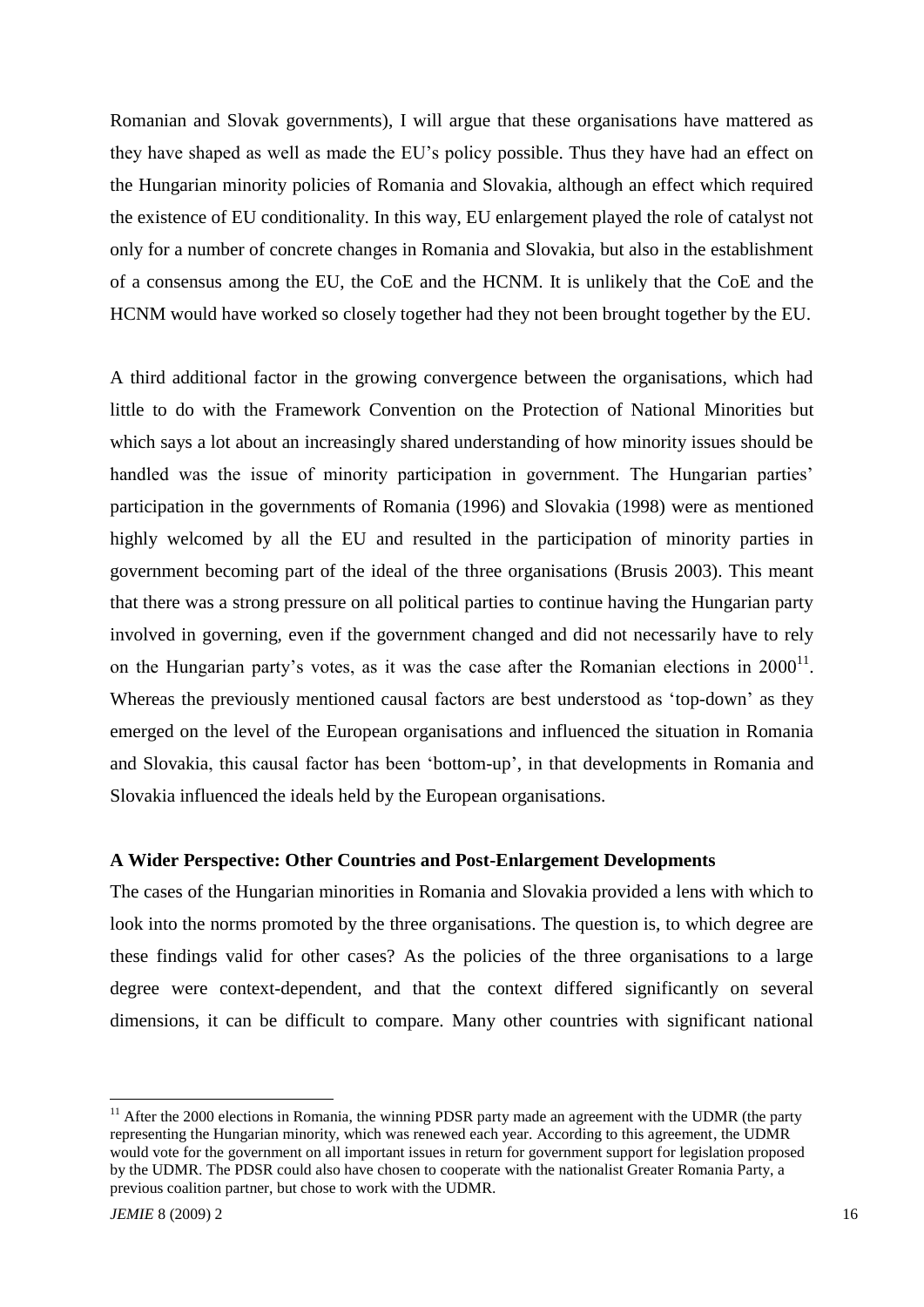Romanian and Slovak governments), I will argue that these organisations have mattered as they have shaped as well as made the EU's policy possible. Thus they have had an effect on the Hungarian minority policies of Romania and Slovakia, although an effect which required the existence of EU conditionality. In this way, EU enlargement played the role of catalyst not only for a number of concrete changes in Romania and Slovakia, but also in the establishment of a consensus among the EU, the CoE and the HCNM. It is unlikely that the CoE and the HCNM would have worked so closely together had they not been brought together by the EU.

A third additional factor in the growing convergence between the organisations, which had little to do with the Framework Convention on the Protection of National Minorities but which says a lot about an increasingly shared understanding of how minority issues should be handled was the issue of minority participation in government. The Hungarian parties' participation in the governments of Romania (1996) and Slovakia (1998) were as mentioned highly welcomed by all the EU and resulted in the participation of minority parties in government becoming part of the ideal of the three organisations (Brusis 2003). This meant that there was a strong pressure on all political parties to continue having the Hungarian party involved in governing, even if the government changed and did not necessarily have to rely on the Hungarian party's votes, as it was the case after the Romanian elections in 2000[11]. Whereas the previously mentioned causal factors are best understood as 'top-down' as they emerged on the level of the European organisations and influenced the situation in Romania and Slovakia, this causal factor has been 'bottom-up', in that developments in Romania and Slovakia influenced the ideals held by the European organisations.

### A Wider Perspective: Other Countries and Post-Enlargement Developments

The cases of the Hungarian minorities in Romania and Slovakia provided a lens with which to look into the norms promoted by the three organisations. The question is, to which degree are these findings valid for other cases? As the policies of the three organisations to a large degree were context-dependent, and that the context differed significantly on several dimensions, it can be difficult to compare. Many other countries with significant national

[11] After the 2000 elections in Romania, the winning PDSR party made an agreement with the UDMR (the party representing the Hungarian minority, which was renewed each year. According to this agreement, the UDMR would vote for the government on all important issues in return for government support for legislation proposed by the UDMR. The PDSR could also have chosen to cooperate with the nationalist Greater Romania Party, a previous coalition partner, but chose to work with the UDMR.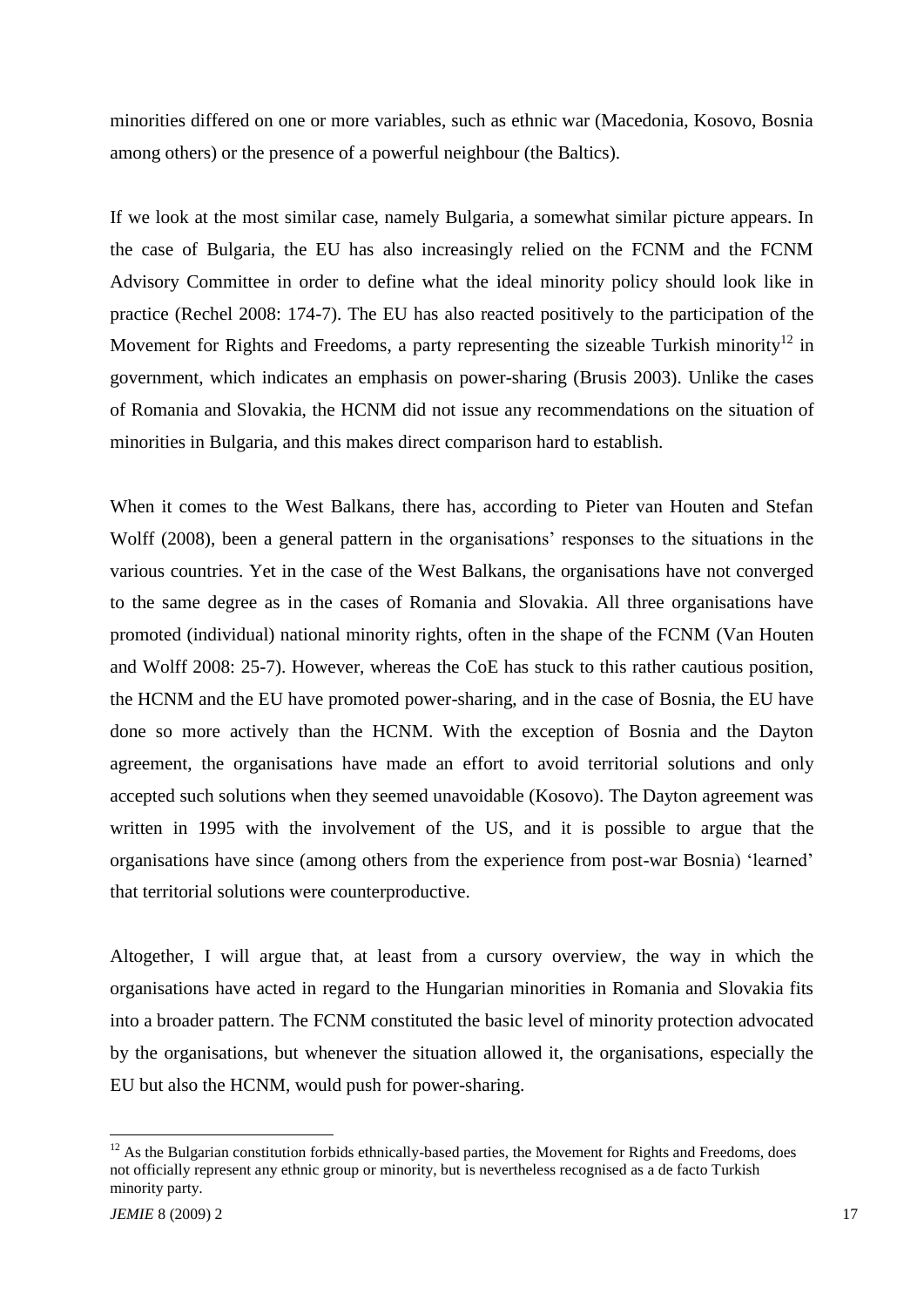minorities differed on one or more variables, such as ethnic war (Macedonia, Kosovo, Bosnia among others) or the presence of a powerful neighbour (the Baltics).

If we look at the most similar case, namely Bulgaria, a somewhat similar picture appears. In the case of Bulgaria, the EU has also increasingly relied on the FCNM and the FCNM Advisory Committee in order to define what the ideal minority policy should look like in practice (Rechel 2008: 174-7). The EU has also reacted positively to the participation of the Movement for Rights and Freedoms, a party representing the sizeable Turkish minority[12] in government, which indicates an emphasis on power-sharing (Brusis 2003). Unlike the cases of Romania and Slovakia, the HCNM did not issue any recommendations on the situation of minorities in Bulgaria, and this makes direct comparison hard to establish.

When it comes to the West Balkans, there has, according to Pieter van Houten and Stefan Wolff (2008), been a general pattern in the organisations' responses to the situations in the various countries. Yet in the case of the West Balkans, the organisations have not converged to the same degree as in the cases of Romania and Slovakia. All three organisations have promoted (individual) national minority rights, often in the shape of the FCNM (Van Houten and Wolff 2008: 25-7). However, whereas the CoE has stuck to this rather cautious position, the HCNM and the EU have promoted power-sharing, and in the case of Bosnia, the EU have done so more actively than the HCNM. With the exception of Bosnia and the Dayton agreement, the organisations have made an effort to avoid territorial solutions and only accepted such solutions when they seemed unavoidable (Kosovo). The Dayton agreement was written in 1995 with the involvement of the US, and it is possible to argue that the organisations have since (among others from the experience from post-war Bosnia) 'learned' that territorial solutions were counterproductive.

Altogether, I will argue that, at least from a cursory overview, the way in which the organisations have acted in regard to the Hungarian minorities in Romania and Slovakia fits into a broader pattern. The FCNM constituted the basic level of minority protection advocated by the organisations, but whenever the situation allowed it, the organisations, especially the EU but also the HCNM, would push for power-sharing.

[12] As the Bulgarian constitution forbids ethnically-based parties, the Movement for Rights and Freedoms, does not officially represent any ethnic group or minority, but is nevertheless recognised as a de facto Turkish minority party.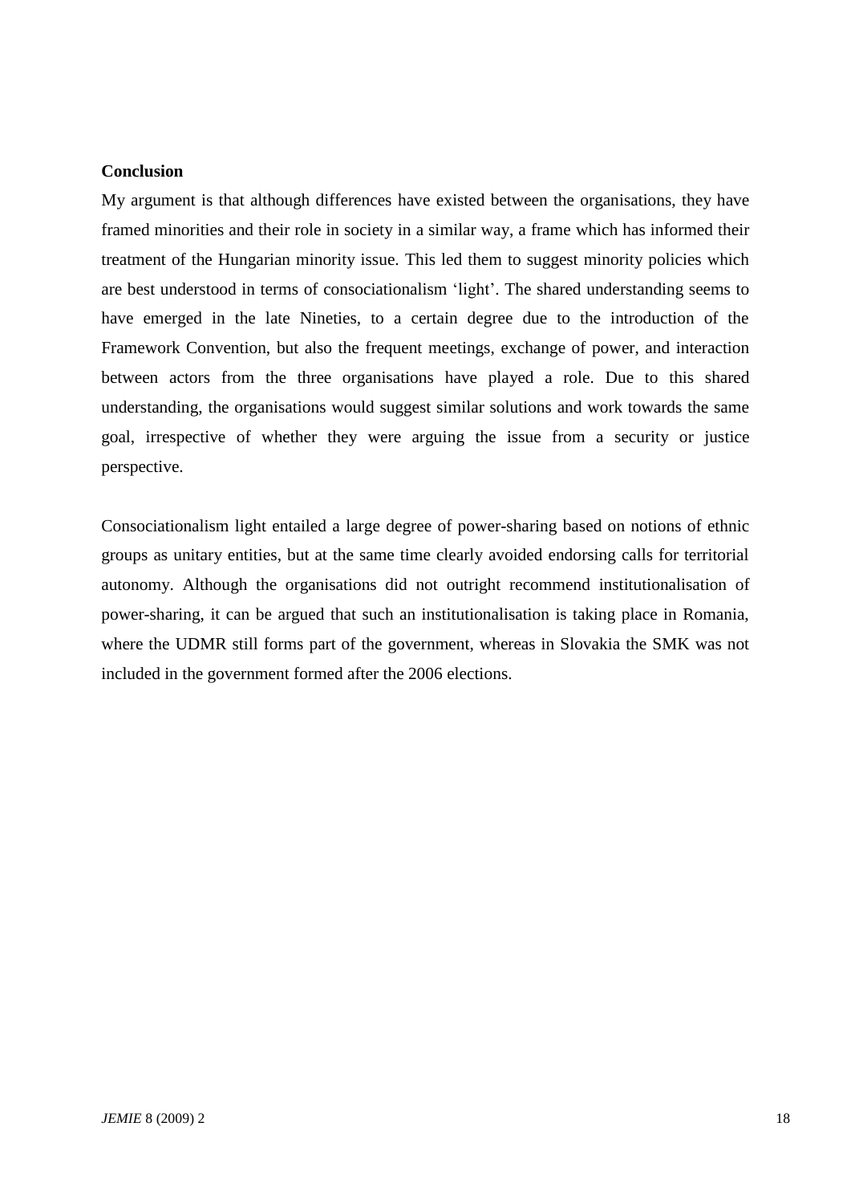**Conclusion**

My argument is that although differences have existed between the organisations, they have framed minorities and their role in society in a similar way, a frame which has informed their treatment of the Hungarian minority issue. This led them to suggest minority policies which are best understood in terms of consociationalism 'light'. The shared understanding seems to have emerged in the late Nineties, to a certain degree due to the introduction of the Framework Convention, but also the frequent meetings, exchange of power, and interaction between actors from the three organisations have played a role. Due to this shared understanding, the organisations would suggest similar solutions and work towards the same goal, irrespective of whether they were arguing the issue from a security or justice perspective.

Consociationalism light entailed a large degree of power-sharing based on notions of ethnic groups as unitary entities, but at the same time clearly avoided endorsing calls for territorial autonomy. Although the organisations did not outright recommend institutionalisation of power-sharing, it can be argued that such an institutionalisation is taking place in Romania, where the UDMR still forms part of the government, whereas in Slovakia the SMK was not included in the government formed after the 2006 elections.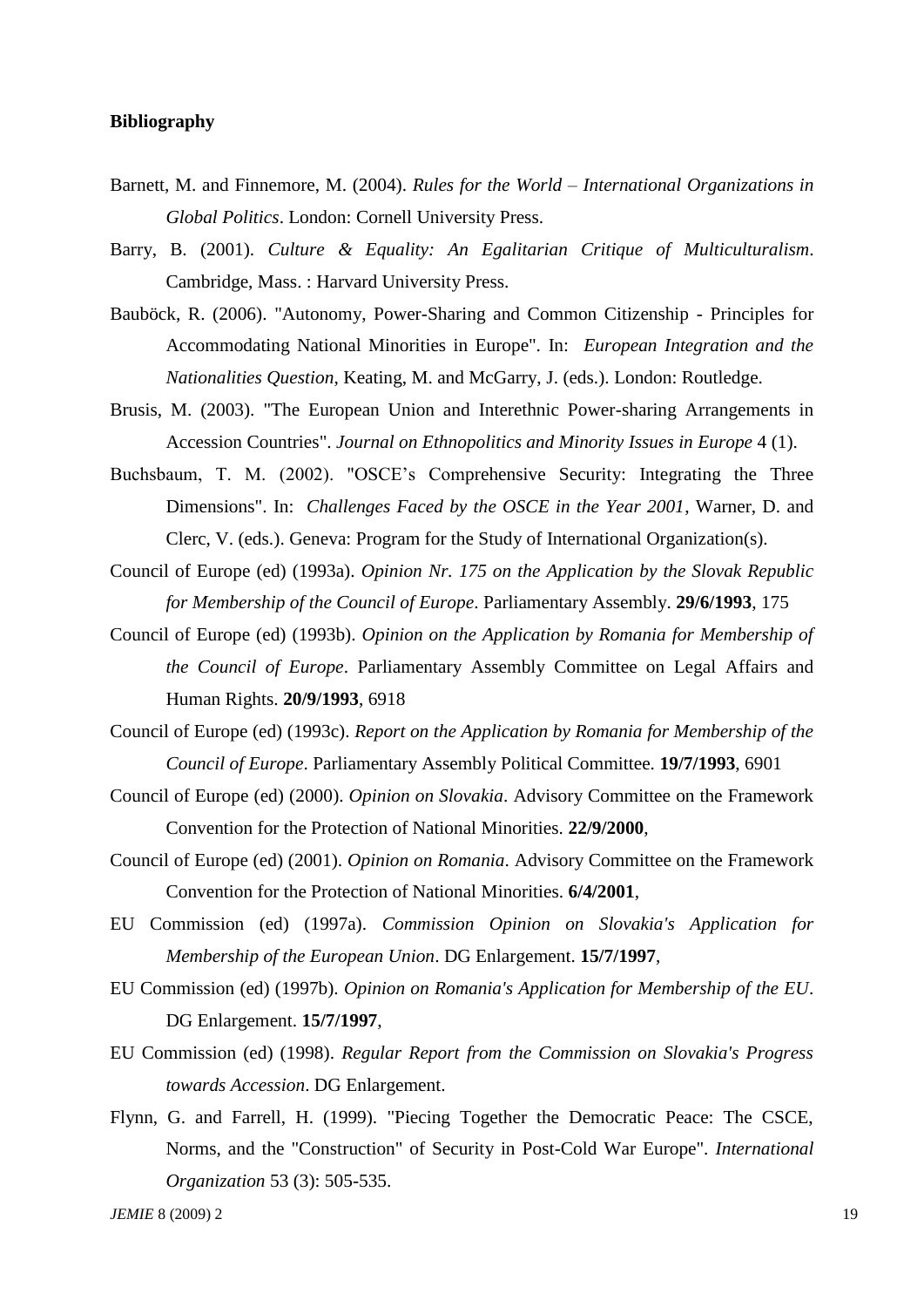**Bibliography**

Barnett, M. and Finnemore, M. (2004). *Rules for the World – International Organizations in Global Politics*. London: Cornell University Press.

Barry, B. (2001). *Culture & Equality: An Egalitarian Critique of Multiculturalism*. Cambridge, Mass. : Harvard University Press.

Bauböck, R. (2006). "Autonomy, Power-Sharing and Common Citizenship - Principles for Accommodating National Minorities in Europe". In: *European Integration and the Nationalities Question*, Keating, M. and McGarry, J. (eds.). London: Routledge.

Brusis, M. (2003). "The European Union and Interethnic Power-sharing Arrangements in Accession Countries". *Journal on Ethnopolitics and Minority Issues in Europe* 4 (1).

Buchsbaum, T. M. (2002). "OSCE's Comprehensive Security: Integrating the Three Dimensions". In: *Challenges Faced by the OSCE in the Year 2001*, Warner, D. and Clerc, V. (eds.). Geneva: Program for the Study of International Organization(s).

Council of Europe (ed) (1993a). *Opinion Nr. 175 on the Application by the Slovak Republic for Membership of the Council of Europe*. Parliamentary Assembly. **29/6/1993**, 175

Council of Europe (ed) (1993b). *Opinion on the Application by Romania for Membership of the Council of Europe*. Parliamentary Assembly Committee on Legal Affairs and Human Rights. **20/9/1993**, 6918

Council of Europe (ed) (1993c). *Report on the Application by Romania for Membership of the Council of Europe*. Parliamentary Assembly Political Committee. **19/7/1993**, 6901

Council of Europe (ed) (2000). *Opinion on Slovakia*. Advisory Committee on the Framework Convention for the Protection of National Minorities. **22/9/2000**,

Council of Europe (ed) (2001). *Opinion on Romania*. Advisory Committee on the Framework Convention for the Protection of National Minorities. **6/4/2001**,

EU Commission (ed) (1997a). *Commission Opinion on Slovakia's Application for Membership of the European Union*. DG Enlargement. **15/7/1997**,

EU Commission (ed) (1997b). *Opinion on Romania's Application for Membership of the EU*. DG Enlargement. **15/7/1997**,

EU Commission (ed) (1998). *Regular Report from the Commission on Slovakia's Progress towards Accession*. DG Enlargement.

Flynn, G. and Farrell, H. (1999). "Piecing Together the Democratic Peace: The CSCE, Norms, and the "Construction" of Security in Post-Cold War Europe". *International Organization* 53 (3): 505-535.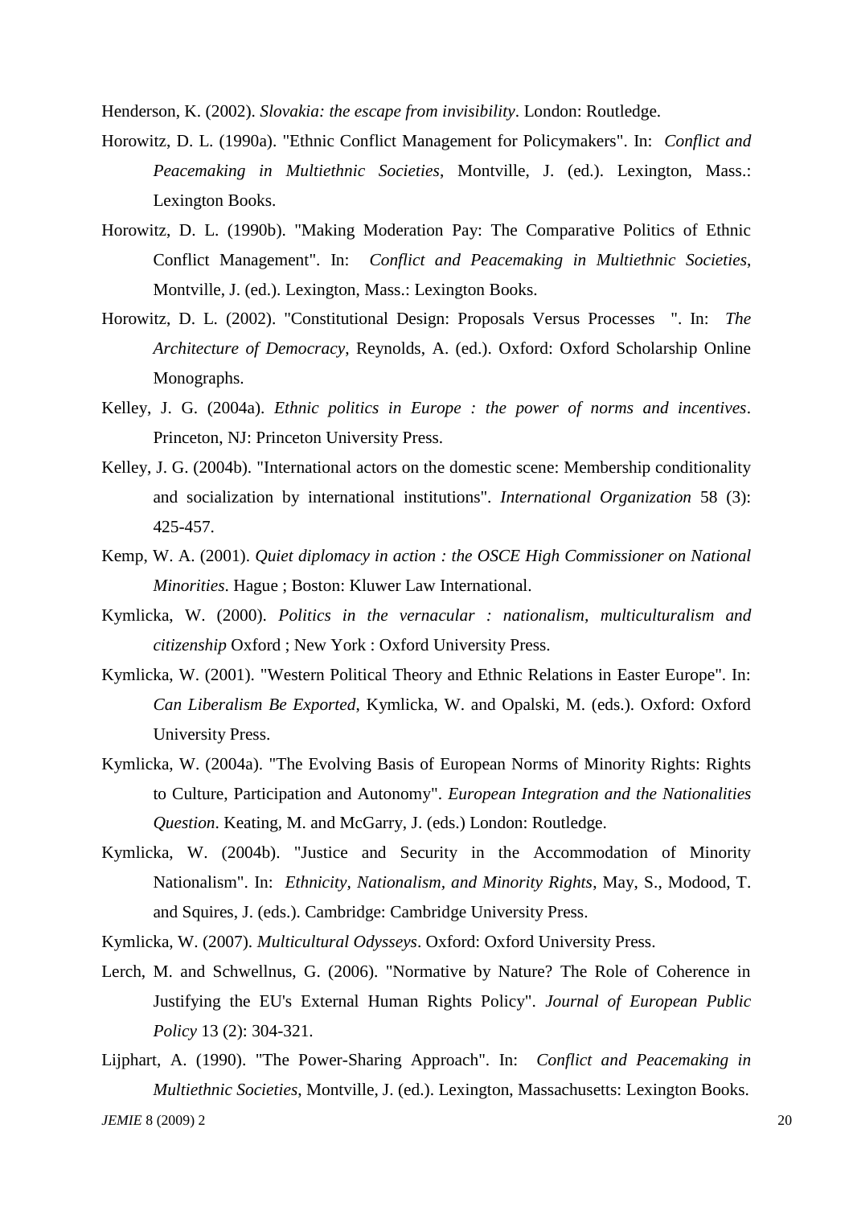Henderson, K. (2002). *Slovakia: the escape from invisibility*. London: Routledge.

Horowitz, D. L. (1990a). "Ethnic Conflict Management for Policymakers". In: *Conflict and Peacemaking in Multiethnic Societies*, Montville, J. (ed.). Lexington, Mass.: Lexington Books.

Horowitz, D. L. (1990b). "Making Moderation Pay: The Comparative Politics of Ethnic Conflict Management". In: *Conflict and Peacemaking in Multiethnic Societies*, Montville, J. (ed.). Lexington, Mass.: Lexington Books.

Horowitz, D. L. (2002). "Constitutional Design: Proposals Versus Processes ". In: *The Architecture of Democracy*, Reynolds, A. (ed.). Oxford: Oxford Scholarship Online Monographs.

Kelley, J. G. (2004a). *Ethnic politics in Europe : the power of norms and incentives*. Princeton, NJ: Princeton University Press.

Kelley, J. G. (2004b). "International actors on the domestic scene: Membership conditionality and socialization by international institutions". *International Organization* 58 (3): 425-457.

Kemp, W. A. (2001). *Quiet diplomacy in action : the OSCE High Commissioner on National Minorities*. Hague ; Boston: Kluwer Law International.

Kymlicka, W. (2000). *Politics in the vernacular : nationalism, multiculturalism and citizenship* Oxford ; New York : Oxford University Press.

Kymlicka, W. (2001). "Western Political Theory and Ethnic Relations in Easter Europe". In: *Can Liberalism Be Exported*, Kymlicka, W. and Opalski, M. (eds.). Oxford: Oxford University Press.

Kymlicka, W. (2004a). "The Evolving Basis of European Norms of Minority Rights: Rights to Culture, Participation and Autonomy". *European Integration and the Nationalities Question*. Keating, M. and McGarry, J. (eds.) London: Routledge.

Kymlicka, W. (2004b). "Justice and Security in the Accommodation of Minority Nationalism". In: *Ethnicity, Nationalism, and Minority Rights*, May, S., Modood, T. and Squires, J. (eds.). Cambridge: Cambridge University Press.

Kymlicka, W. (2007). *Multicultural Odysseys*. Oxford: Oxford University Press.

Lerch, M. and Schwellnus, G. (2006). "Normative by Nature? The Role of Coherence in Justifying the EU's External Human Rights Policy". *Journal of European Public Policy* 13 (2): 304-321.

Lijphart, A. (1990). "The Power-Sharing Approach". In: *Conflict and Peacemaking in Multiethnic Societies*, Montville, J. (ed.). Lexington, Massachusetts: Lexington Books.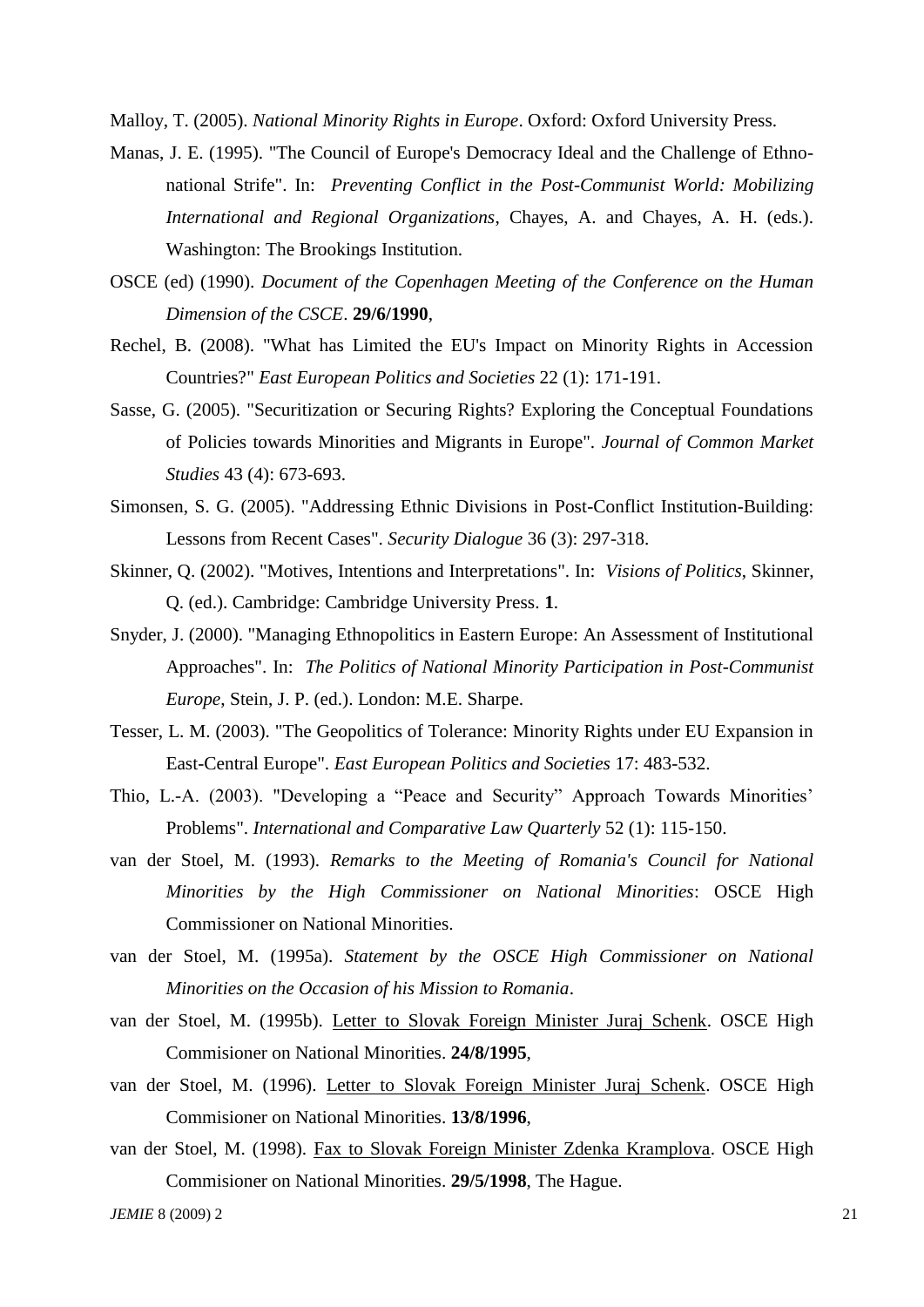Malloy, T. (2005). *National Minority Rights in Europe*. Oxford: Oxford University Press.

Manas, J. E. (1995). "The Council of Europe's Democracy Ideal and the Challenge of Ethno-national Strife". In: *Preventing Conflict in the Post-Communist World: Mobilizing International and Regional Organizations*, Chayes, A. and Chayes, A. H. (eds.). Washington: The Brookings Institution.

OSCE (ed) (1990). *Document of the Copenhagen Meeting of the Conference on the Human Dimension of the CSCE*. **29/6/1990**,

Rechel, B. (2008). "What has Limited the EU's Impact on Minority Rights in Accession Countries?" *East European Politics and Societies* 22 (1): 171-191.

Sasse, G. (2005). "Securitization or Securing Rights? Exploring the Conceptual Foundations of Policies towards Minorities and Migrants in Europe". *Journal of Common Market Studies* 43 (4): 673-693.

Simonsen, S. G. (2005). "Addressing Ethnic Divisions in Post-Conflict Institution-Building: Lessons from Recent Cases". *Security Dialogue* 36 (3): 297-318.

Skinner, Q. (2002). "Motives, Intentions and Interpretations". In: *Visions of Politics*, Skinner, Q. (ed.). Cambridge: Cambridge University Press. **1**.

Snyder, J. (2000). "Managing Ethnopolitics in Eastern Europe: An Assessment of Institutional Approaches". In: *The Politics of National Minority Participation in Post-Communist Europe*, Stein, J. P. (ed.). London: M.E. Sharpe.

Tesser, L. M. (2003). "The Geopolitics of Tolerance: Minority Rights under EU Expansion in East-Central Europe". *East European Politics and Societies* 17: 483-532.

Thio, L.-A. (2003). "Developing a "Peace and Security" Approach Towards Minorities' Problems". *International and Comparative Law Quarterly* 52 (1): 115-150.

van der Stoel, M. (1993). *Remarks to the Meeting of Romania's Council for National Minorities by the High Commissioner on National Minorities*: OSCE High Commissioner on National Minorities.

van der Stoel, M. (1995a). *Statement by the OSCE High Commissioner on National Minorities on the Occasion of his Mission to Romania*.

van der Stoel, M. (1995b). Letter to Slovak Foreign Minister Juraj Schenk. OSCE High Commisioner on National Minorities. **24/8/1995**,

van der Stoel, M. (1996). Letter to Slovak Foreign Minister Juraj Schenk. OSCE High Commisioner on National Minorities. **13/8/1996**,

van der Stoel, M. (1998). Fax to Slovak Foreign Minister Zdenka Kramplova. OSCE High Commisioner on National Minorities. **29/5/1998**, The Hague.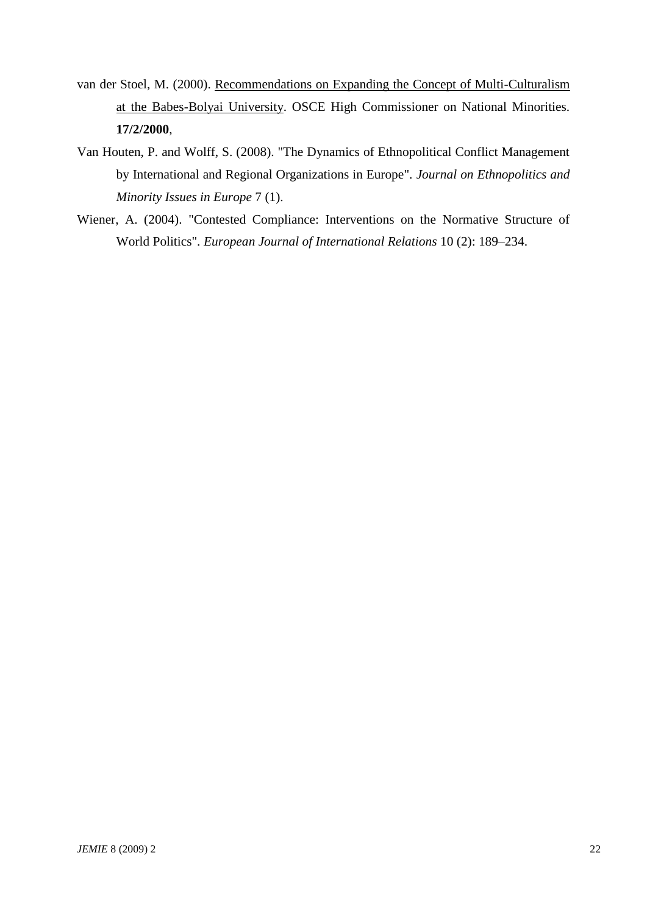van der Stoel, M. (2000). Recommendations on Expanding the Concept of Multi-Culturalism at the Babes-Bolyai University. OSCE High Commissioner on National Minorities. **17/2/2000**,

Van Houten, P. and Wolff, S. (2008). "The Dynamics of Ethnopolitical Conflict Management by International and Regional Organizations in Europe". *Journal on Ethnopolitics and Minority Issues in Europe* 7 (1).

Wiener, A. (2004). "Contested Compliance: Interventions on the Normative Structure of World Politics". *European Journal of International Relations* 10 (2): 189–234.